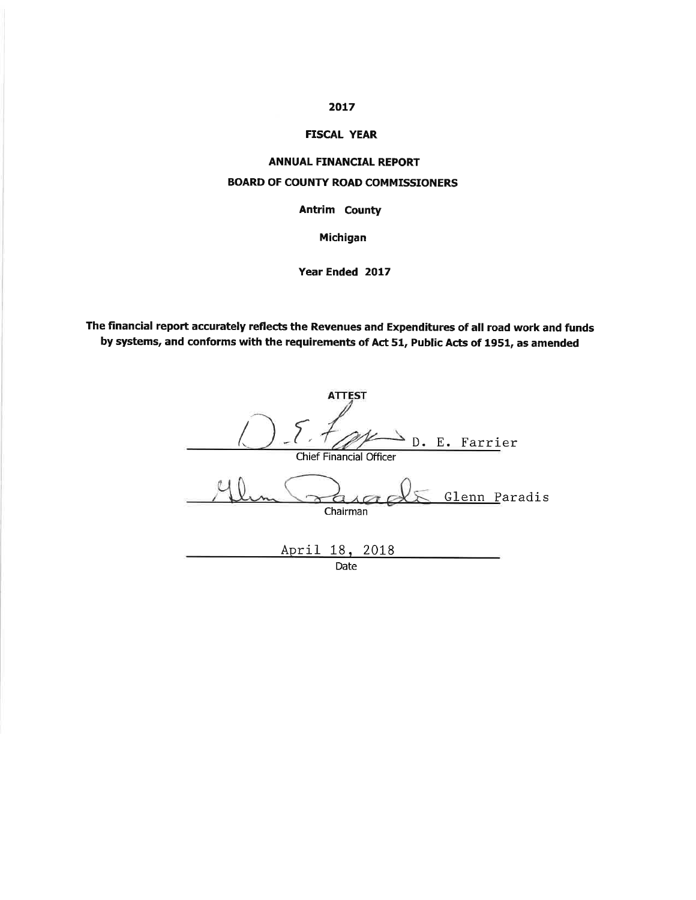**2017**

**FISCAL YEAR**

**ANNUAL FINANCIAL REPORT**

**BOARD OF COUNTY ROAD COMMISSIONERS**

**Antrim County**

**Michigan**

**Year Ended 2017**

**The financial report accurately reflects the Revenues and Expenditures of all road work and funds by systems, and conforms with the requirements of Act 51, Public Acts of 1951, as amended**

ATTEST

D. E. Farrier
Chief Financial Officer

Glenn Paradis
Chairman

April 18, 2018
Date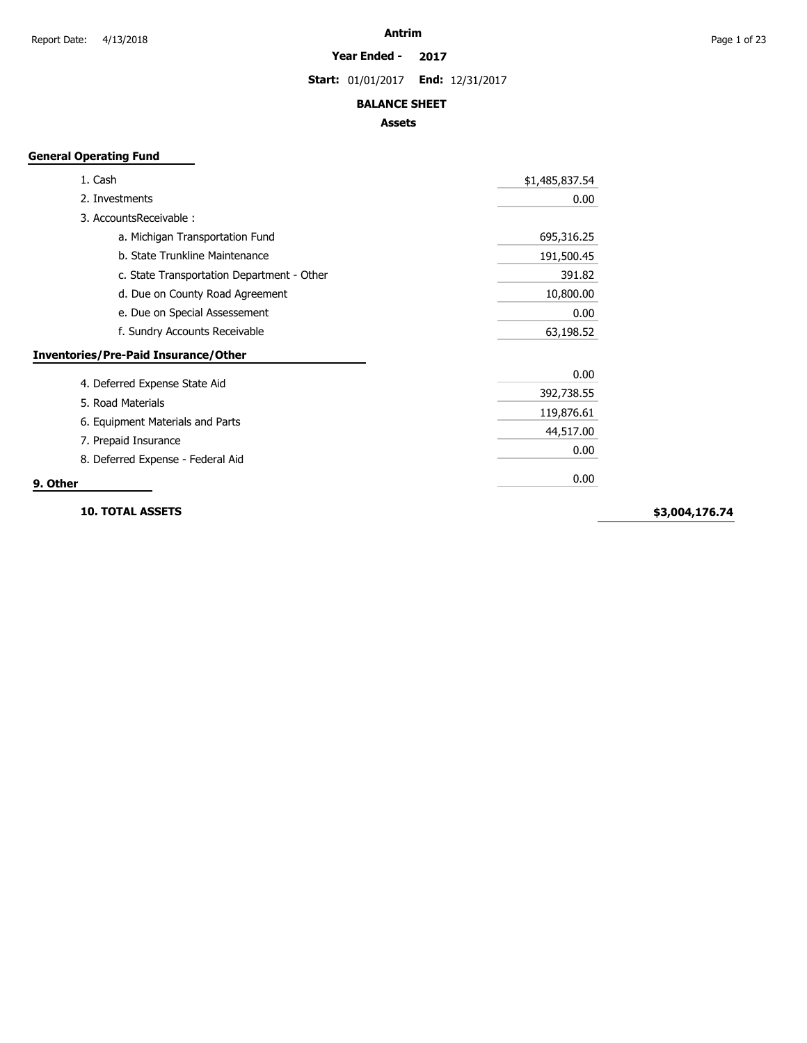**Antrim**

**Year Ended - 2017**

**Start:** 01/01/2017 **End:** 12/31/2017

## BALANCE SHEET

### Assets

**General Operating Fund**

| Item | Amount | Total |
|---|---|---|
| 1. Cash | $1,485,837.54 | |
| 2. Investments | 0.00 | |
| 3. AccountsReceivable : | | |
| a. Michigan Transportation Fund | 695,316.25 | |
| b. State Trunkline Maintenance | 191,500.45 | |
| c. State Transportation Department - Other | 391.82 | |
| d. Due on County Road Agreement | 10,800.00 | |
| e. Due on Special Assesement | 0.00 | |
| f. Sundry Accounts Receivable | 63,198.52 | |
| **Inventories/Pre-Paid Insurance/Other** | | |
| 4. Deferred Expense State Aid | 0.00 | |
| 5. Road Materials | 392,738.55 | |
| 6. Equipment Materials and Parts | 119,876.61 | |
| 7. Prepaid Insurance | 44,517.00 | |
| 8. Deferred Expense - Federal Aid | 0.00 | |
| **9. Other** | 0.00 | |
| **10. TOTAL ASSETS** | | **$3,004,176.74** |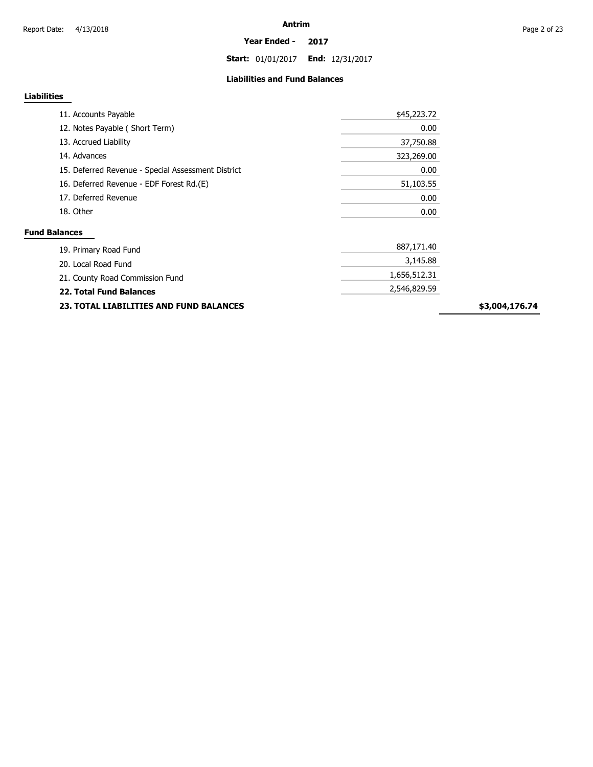# Antrim

**Year Ended - 2017**

**Start:** 01/01/2017 **End:** 12/31/2017

## Liabilities and Fund Balances

### Liabilities

| Item | Amount | Total |
|---|---|---|
| 11. Accounts Payable | $45,223.72 | |
| 12. Notes Payable ( Short Term) | 0.00 | |
| 13. Accrued Liability | 37,750.88 | |
| 14. Advances | 323,269.00 | |
| 15. Deferred Revenue - Special Assessment District | 0.00 | |
| 16. Deferred Revenue - EDF Forest Rd.(E) | 51,103.55 | |
| 17. Deferred Revenue | 0.00 | |
| 18. Other | 0.00 | |

### Fund Balances

| Item | Amount | Total |
|---|---|---|
| 19. Primary Road Fund | 887,171.40 | |
| 20. Local Road Fund | 3,145.88 | |
| 21. County Road Commission Fund | 1,656,512.31 | |
| **22. Total Fund Balances** | 2,546,829.59 | |
| **23. TOTAL LIABILITIES AND FUND BALANCES** | | **$3,004,176.74** |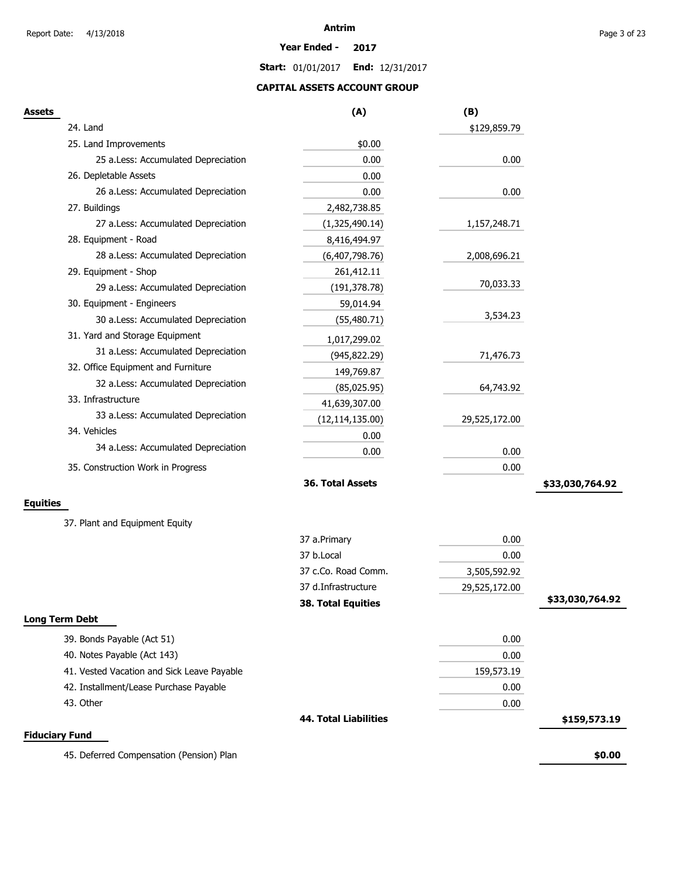**Antrim**

**Year Ended - 2017**

**Start:** 01/01/2017 **End:** 12/31/2017

## CAPITAL ASSETS ACCOUNT GROUP

| **Assets** | **(A)** | **(B)** | |
|---|---|---|---|
| 24. Land | | $129,859.79 | |
| 25. Land Improvements | $0.00 | | |
| 25 a.Less: Accumulated Depreciation | 0.00 | 0.00 | |
| 26. Depletable Assets | 0.00 | | |
| 26 a.Less: Accumulated Depreciation | 0.00 | 0.00 | |
| 27. Buildings | 2,482,738.85 | | |
| 27 a.Less: Accumulated Depreciation | (1,325,490.14) | 1,157,248.71 | |
| 28. Equipment - Road | 8,416,494.97 | | |
| 28 a.Less: Accumulated Depreciation | (6,407,798.76) | 2,008,696.21 | |
| 29. Equipment - Shop | 261,412.11 | | |
| 29 a.Less: Accumulated Depreciation | (191,378.78) | 70,033.33 | |
| 30. Equipment - Engineers | 59,014.94 | | |
| 30 a.Less: Accumulated Depreciation | (55,480.71) | 3,534.23 | |
| 31. Yard and Storage Equipment | 1,017,299.02 | | |
| 31 a.Less: Accumulated Depreciation | (945,822.29) | 71,476.73 | |
| 32. Office Equipment and Furniture | 149,769.87 | | |
| 32 a.Less: Accumulated Depreciation | (85,025.95) | 64,743.92 | |
| 33. Infrastructure | 41,639,307.00 | | |
| 33 a.Less: Accumulated Depreciation | (12,114,135.00) | 29,525,172.00 | |
| 34. Vehicles | 0.00 | | |
| 34 a.Less: Accumulated Depreciation | 0.00 | 0.00 | |
| 35. Construction Work in Progress | | 0.00 | |
| | **36. Total Assets** | | **$33,030,764.92** |

| **Equities** | | | |
|---|---|---|---|
| 37. Plant and Equipment Equity | | | |
| | 37 a.Primary | 0.00 | |
| | 37 b.Local | 0.00 | |
| | 37 c.Co. Road Comm. | 3,505,592.92 | |
| | 37 d.Infrastructure | 29,525,172.00 | |
| | **38. Total Equities** | | **$33,030,764.92** |

| **Long Term Debt** | | | |
|---|---|---|---|
| 39. Bonds Payable (Act 51) | | 0.00 | |
| 40. Notes Payable (Act 143) | | 0.00 | |
| 41. Vested Vacation and Sick Leave Payable | | 159,573.19 | |
| 42. Installment/Lease Purchase Payable | | 0.00 | |
| 43. Other | | 0.00 | |
| | **44. Total Liabilities** | | **$159,573.19** |

| **Fiduciary Fund** | | | |
|---|---|---|---|
| 45. Deferred Compensation (Pension) Plan | | | **$0.00** |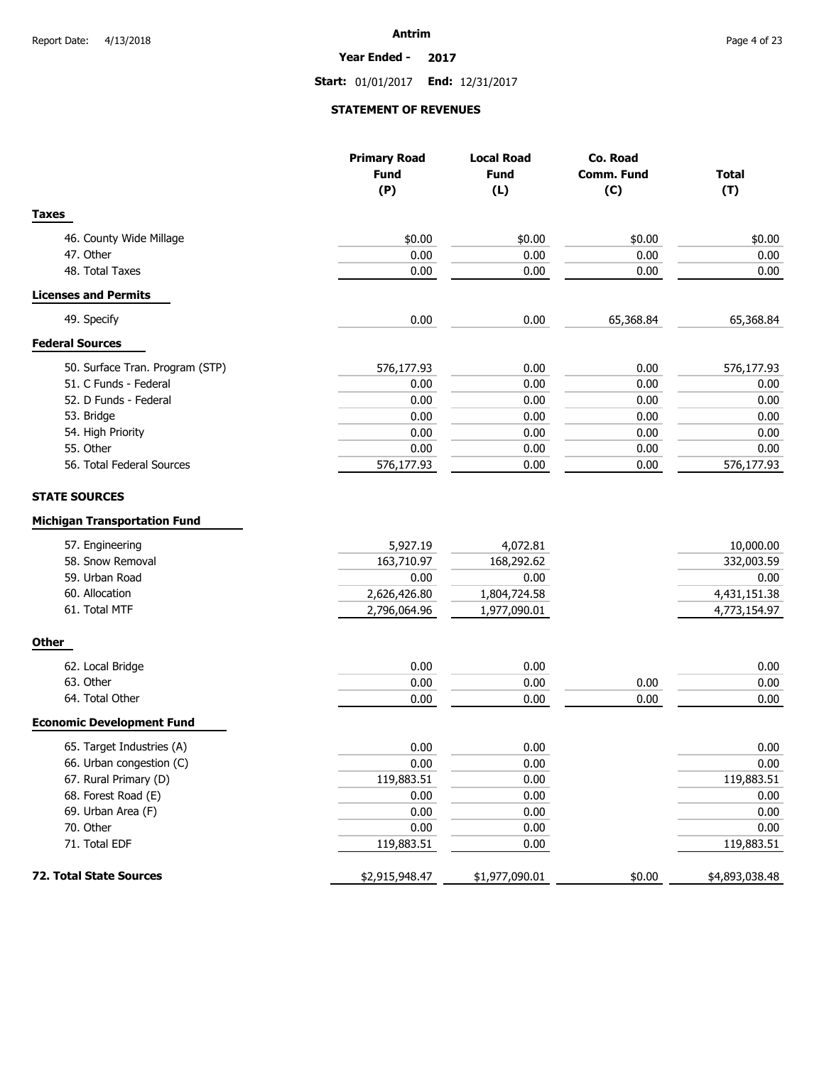**Antrim**

**Year Ended - 2017**

**Start:** 01/01/2017 **End:** 12/31/2017

## STATEMENT OF REVENUES

| | Primary Road Fund (P) | Local Road Fund (L) | Co. Road Comm. Fund (C) | Total (T) |
|---|---|---|---|---|
| **Taxes** | | | | |
| 46. County Wide Millage | $0.00 | $0.00 | $0.00 | $0.00 |
| 47. Other | 0.00 | 0.00 | 0.00 | 0.00 |
| 48. Total Taxes | 0.00 | 0.00 | 0.00 | 0.00 |
| **Licenses and Permits** | | | | |
| 49. Specify | 0.00 | 0.00 | 65,368.84 | 65,368.84 |
| **Federal Sources** | | | | |
| 50. Surface Tran. Program (STP) | 576,177.93 | 0.00 | 0.00 | 576,177.93 |
| 51. C Funds - Federal | 0.00 | 0.00 | 0.00 | 0.00 |
| 52. D Funds - Federal | 0.00 | 0.00 | 0.00 | 0.00 |
| 53. Bridge | 0.00 | 0.00 | 0.00 | 0.00 |
| 54. High Priority | 0.00 | 0.00 | 0.00 | 0.00 |
| 55. Other | 0.00 | 0.00 | 0.00 | 0.00 |
| 56. Total Federal Sources | 576,177.93 | 0.00 | 0.00 | 576,177.93 |
| **STATE SOURCES** | | | | |
| **Michigan Transportation Fund** | | | | |
| 57. Engineering | 5,927.19 | 4,072.81 | | 10,000.00 |
| 58. Snow Removal | 163,710.97 | 168,292.62 | | 332,003.59 |
| 59. Urban Road | 0.00 | 0.00 | | 0.00 |
| 60. Allocation | 2,626,426.80 | 1,804,724.58 | | 4,431,151.38 |
| 61. Total MTF | 2,796,064.96 | 1,977,090.01 | | 4,773,154.97 |
| **Other** | | | | |
| 62. Local Bridge | 0.00 | 0.00 | | 0.00 |
| 63. Other | 0.00 | 0.00 | 0.00 | 0.00 |
| 64. Total Other | 0.00 | 0.00 | 0.00 | 0.00 |
| **Economic Development Fund** | | | | |
| 65. Target Industries (A) | 0.00 | 0.00 | | 0.00 |
| 66. Urban congestion (C) | 0.00 | 0.00 | | 0.00 |
| 67. Rural Primary (D) | 119,883.51 | 0.00 | | 119,883.51 |
| 68. Forest Road (E) | 0.00 | 0.00 | | 0.00 |
| 69. Urban Area (F) | 0.00 | 0.00 | | 0.00 |
| 70. Other | 0.00 | 0.00 | | 0.00 |
| 71. Total EDF | 119,883.51 | 0.00 | | 119,883.51 |
| **72. Total State Sources** | $2,915,948.47 | $1,977,090.01 | $0.00 | $4,893,038.48 |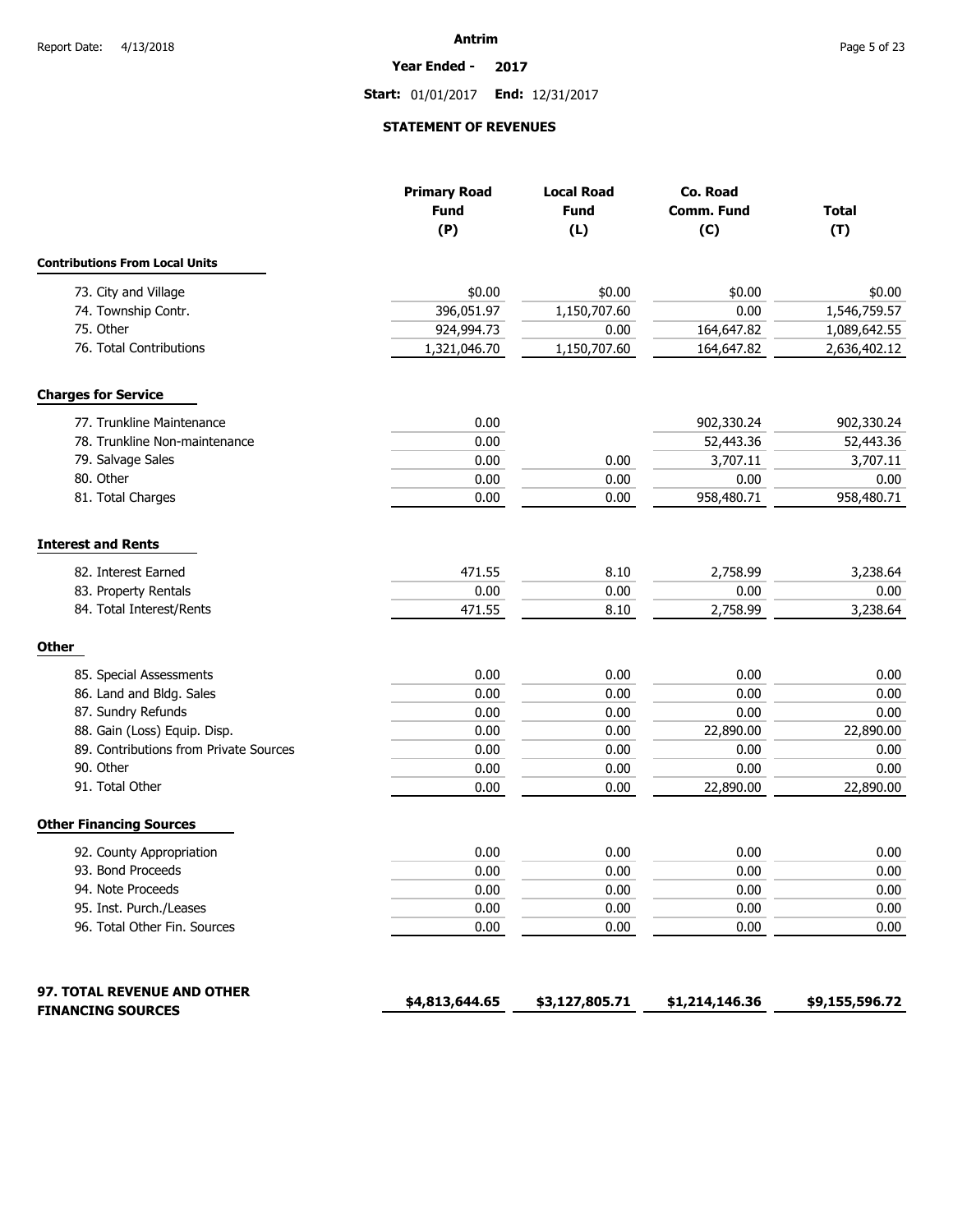# Antrim

**Year Ended - 2017**

**Start:** 01/01/2017 **End:** 12/31/2017

## STATEMENT OF REVENUES

| | Primary Road Fund (P) | Local Road Fund (L) | Co. Road Comm. Fund (C) | Total (T) |
|---|---|---|---|---|
| **Contributions From Local Units** | | | | |
| 73. City and Village | $0.00 | $0.00 | $0.00 | $0.00 |
| 74. Township Contr. | 396,051.97 | 1,150,707.60 | 0.00 | 1,546,759.57 |
| 75. Other | 924,994.73 | 0.00 | 164,647.82 | 1,089,642.55 |
| 76. Total Contributions | 1,321,046.70 | 1,150,707.60 | 164,647.82 | 2,636,402.12 |
| **Charges for Service** | | | | |
| 77. Trunkline Maintenance | 0.00 | | 902,330.24 | 902,330.24 |
| 78. Trunkline Non-maintenance | 0.00 | | 52,443.36 | 52,443.36 |
| 79. Salvage Sales | 0.00 | 0.00 | 3,707.11 | 3,707.11 |
| 80. Other | 0.00 | 0.00 | 0.00 | 0.00 |
| 81. Total Charges | 0.00 | 0.00 | 958,480.71 | 958,480.71 |
| **Interest and Rents** | | | | |
| 82. Interest Earned | 471.55 | 8.10 | 2,758.99 | 3,238.64 |
| 83. Property Rentals | 0.00 | 0.00 | 0.00 | 0.00 |
| 84. Total Interest/Rents | 471.55 | 8.10 | 2,758.99 | 3,238.64 |
| **Other** | | | | |
| 85. Special Assessments | 0.00 | 0.00 | 0.00 | 0.00 |
| 86. Land and Bldg. Sales | 0.00 | 0.00 | 0.00 | 0.00 |
| 87. Sundry Refunds | 0.00 | 0.00 | 0.00 | 0.00 |
| 88. Gain (Loss) Equip. Disp. | 0.00 | 0.00 | 22,890.00 | 22,890.00 |
| 89. Contributions from Private Sources | 0.00 | 0.00 | 0.00 | 0.00 |
| 90. Other | 0.00 | 0.00 | 0.00 | 0.00 |
| 91. Total Other | 0.00 | 0.00 | 22,890.00 | 22,890.00 |
| **Other Financing Sources** | | | | |
| 92. County Appropriation | 0.00 | 0.00 | 0.00 | 0.00 |
| 93. Bond Proceeds | 0.00 | 0.00 | 0.00 | 0.00 |
| 94. Note Proceeds | 0.00 | 0.00 | 0.00 | 0.00 |
| 95. Inst. Purch./Leases | 0.00 | 0.00 | 0.00 | 0.00 |
| 96. Total Other Fin. Sources | 0.00 | 0.00 | 0.00 | 0.00 |
| **97. TOTAL REVENUE AND OTHER FINANCING SOURCES** | **$4,813,644.65** | **$3,127,805.71** | **$1,214,146.36** | **$9,155,596.72** |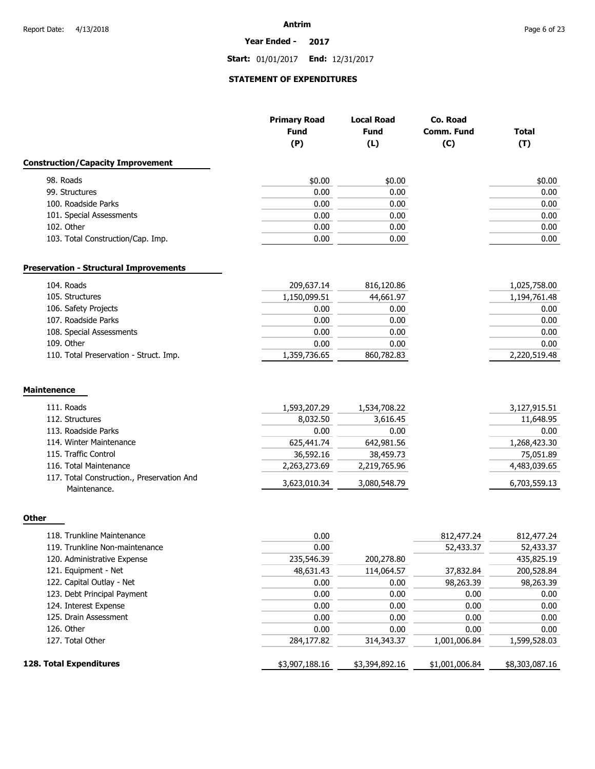**Antrim**

**Year Ended - 2017**

**Start:** 01/01/2017 **End:** 12/31/2017

## STATEMENT OF EXPENDITURES

| | Primary Road Fund (P) | Local Road Fund (L) | Co. Road Comm. Fund (C) | Total (T) |
|---|---|---|---|---|
| **Construction/Capacity Improvement** | | | | |
| 98. Roads | $0.00 | $0.00 | | $0.00 |
| 99. Structures | 0.00 | 0.00 | | 0.00 |
| 100. Roadside Parks | 0.00 | 0.00 | | 0.00 |
| 101. Special Assessments | 0.00 | 0.00 | | 0.00 |
| 102. Other | 0.00 | 0.00 | | 0.00 |
| 103. Total Construction/Cap. Imp. | 0.00 | 0.00 | | 0.00 |
| **Preservation - Structural Improvements** | | | | |
| 104. Roads | 209,637.14 | 816,120.86 | | 1,025,758.00 |
| 105. Structures | 1,150,099.51 | 44,661.97 | | 1,194,761.48 |
| 106. Safety Projects | 0.00 | 0.00 | | 0.00 |
| 107. Roadside Parks | 0.00 | 0.00 | | 0.00 |
| 108. Special Assessments | 0.00 | 0.00 | | 0.00 |
| 109. Other | 0.00 | 0.00 | | 0.00 |
| 110. Total Preservation - Struct. Imp. | 1,359,736.65 | 860,782.83 | | 2,220,519.48 |
| **Maintenence** | | | | |
| 111. Roads | 1,593,207.29 | 1,534,708.22 | | 3,127,915.51 |
| 112. Structures | 8,032.50 | 3,616.45 | | 11,648.95 |
| 113. Roadside Parks | 0.00 | 0.00 | | 0.00 |
| 114. Winter Maintenance | 625,441.74 | 642,981.56 | | 1,268,423.30 |
| 115. Traffic Control | 36,592.16 | 38,459.73 | | 75,051.89 |
| 116. Total Maintenance | 2,263,273.69 | 2,219,765.96 | | 4,483,039.65 |
| 117. Total Construction., Preservation And Maintenance. | 3,623,010.34 | 3,080,548.79 | | 6,703,559.13 |
| **Other** | | | | |
| 118. Trunkline Maintenance | 0.00 | | 812,477.24 | 812,477.24 |
| 119. Trunkline Non-maintenance | 0.00 | | 52,433.37 | 52,433.37 |
| 120. Administrative Expense | 235,546.39 | 200,278.80 | | 435,825.19 |
| 121. Equipment - Net | 48,631.43 | 114,064.57 | 37,832.84 | 200,528.84 |
| 122. Capital Outlay - Net | 0.00 | 0.00 | 98,263.39 | 98,263.39 |
| 123. Debt Principal Payment | 0.00 | 0.00 | 0.00 | 0.00 |
| 124. Interest Expense | 0.00 | 0.00 | 0.00 | 0.00 |
| 125. Drain Assessment | 0.00 | 0.00 | 0.00 | 0.00 |
| 126. Other | 0.00 | 0.00 | 0.00 | 0.00 |
| 127. Total Other | 284,177.82 | 314,343.37 | 1,001,006.84 | 1,599,528.03 |
| **128. Total Expenditures** | $3,907,188.16 | $3,394,892.16 | $1,001,006.84 | $8,303,087.16 |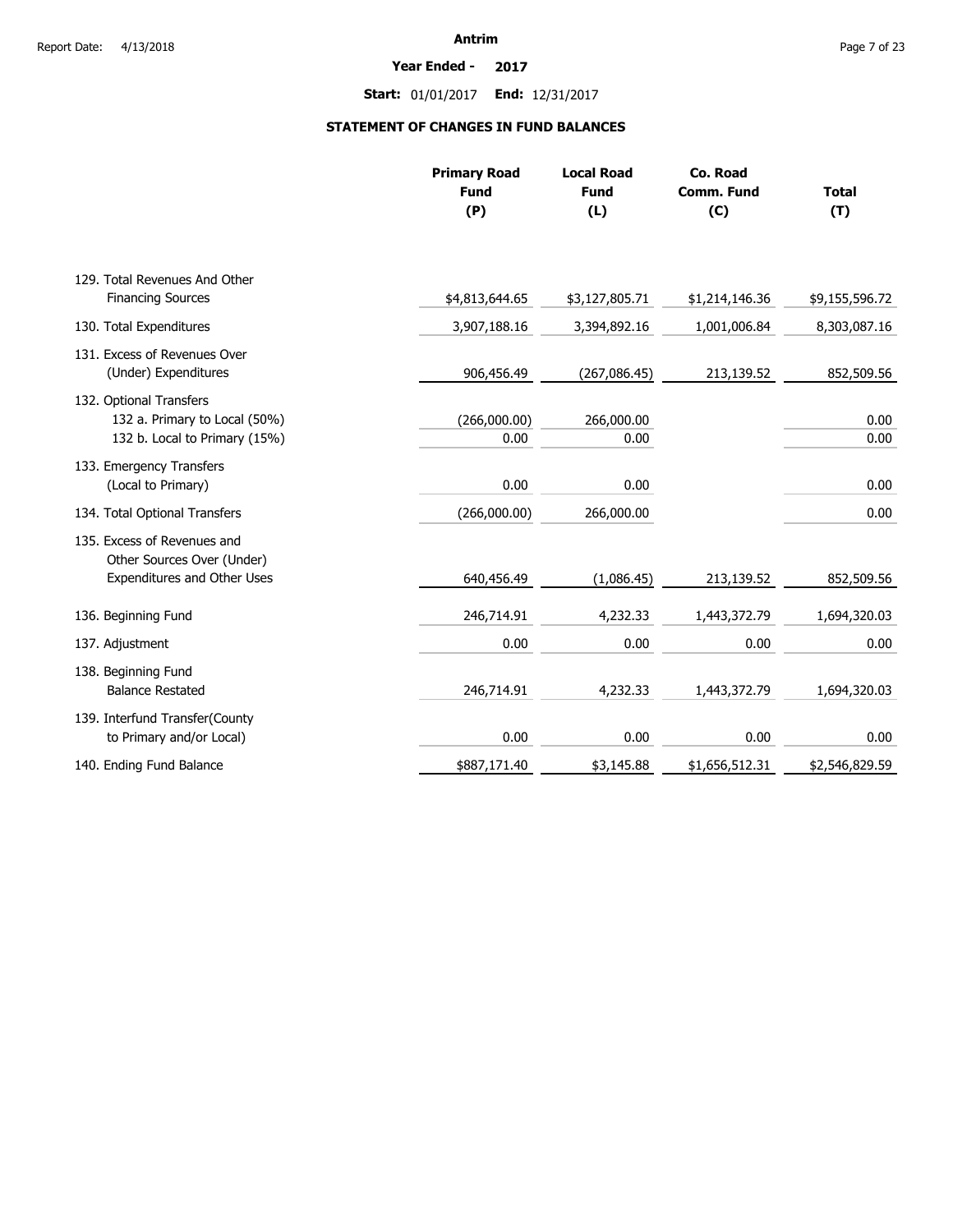**Antrim**

**Year Ended - 2017**

**Start:** 01/01/2017 **End:** 12/31/2017

## STATEMENT OF CHANGES IN FUND BALANCES

| | Primary Road Fund (P) | Local Road Fund (L) | Co. Road Comm. Fund (C) | Total (T) |
|---|---|---|---|---|
| 129. Total Revenues And Other Financing Sources | $4,813,644.65 | $3,127,805.71 | $1,214,146.36 | $9,155,596.72 |
| 130. Total Expenditures | 3,907,188.16 | 3,394,892.16 | 1,001,006.84 | 8,303,087.16 |
| 131. Excess of Revenues Over (Under) Expenditures | 906,456.49 | (267,086.45) | 213,139.52 | 852,509.56 |
| 132. Optional Transfers | | | | |
| 132 a. Primary to Local (50%) | (266,000.00) | 266,000.00 | | 0.00 |
| 132 b. Local to Primary (15%) | 0.00 | 0.00 | | 0.00 |
| 133. Emergency Transfers (Local to Primary) | 0.00 | 0.00 | | 0.00 |
| 134. Total Optional Transfers | (266,000.00) | 266,000.00 | | 0.00 |
| 135. Excess of Revenues and Other Sources Over (Under) Expenditures and Other Uses | 640,456.49 | (1,086.45) | 213,139.52 | 852,509.56 |
| 136. Beginning Fund | 246,714.91 | 4,232.33 | 1,443,372.79 | 1,694,320.03 |
| 137. Adjustment | 0.00 | 0.00 | 0.00 | 0.00 |
| 138. Beginning Fund Balance Restated | 246,714.91 | 4,232.33 | 1,443,372.79 | 1,694,320.03 |
| 139. Interfund Transfer(County to Primary and/or Local) | 0.00 | 0.00 | 0.00 | 0.00 |
| 140. Ending Fund Balance | $887,171.40 | $3,145.88 | $1,656,512.31 | $2,546,829.59 |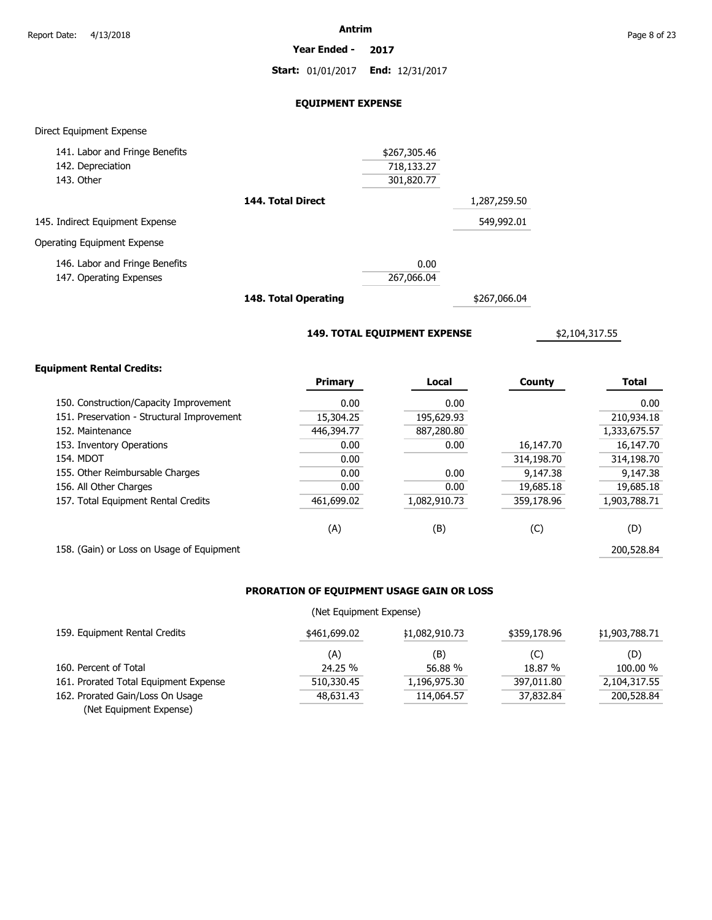Antrim

**Year Ended - 2017**

**Start:** 01/01/2017 **End:** 12/31/2017

## EQUIPMENT EXPENSE

Direct Equipment Expense

| | | |
|---|---|---|
| 141. Labor and Fringe Benefits | $267,305.46 | |
| 142. Depreciation | 718,133.27 | |
| 143. Other | 301,820.77 | |
| **144. Total Direct** | | 1,287,259.50 |
| 145. Indirect Equipment Expense | | 549,992.01 |

Operating Equipment Expense

| | | |
|---|---|---|
| 146. Labor and Fringe Benefits | 0.00 | |
| 147. Operating Expenses | 267,066.04 | |
| **148. Total Operating** | | $267,066.04 |

**149. TOTAL EQUIPMENT EXPENSE** $2,104,317.55

**Equipment Rental Credits:**

| | Primary | Local | County | Total |
|---|---|---|---|---|
| 150. Construction/Capacity Improvement | 0.00 | 0.00 | | 0.00 |
| 151. Preservation - Structural Improvement | 15,304.25 | 195,629.93 | | 210,934.18 |
| 152. Maintenance | 446,394.77 | 887,280.80 | | 1,333,675.57 |
| 153. Inventory Operations | 0.00 | 0.00 | 16,147.70 | 16,147.70 |
| 154. MDOT | 0.00 | | 314,198.70 | 314,198.70 |
| 155. Other Reimbursable Charges | 0.00 | 0.00 | 9,147.38 | 9,147.38 |
| 156. All Other Charges | 0.00 | 0.00 | 19,685.18 | 19,685.18 |
| 157. Total Equipment Rental Credits | 461,699.02 | 1,082,910.73 | 359,178.96 | 1,903,788.71 |
| | (A) | (B) | (C) | (D) |
| 158. (Gain) or Loss on Usage of Equipment | | | | 200,528.84 |

## PRORATION OF EQUIPMENT USAGE GAIN OR LOSS

(Net Equipment Expense)

| | | | | |
|---|---|---|---|---|
| 159. Equipment Rental Credits | $461,699.02 | $1,082,910.73 | $359,178.96 | $1,903,788.71 |
| | (A) | (B) | (C) | (D) |
| 160. Percent of Total | 24.25 % | 56.88 % | 18.87 % | 100.00 % |
| 161. Prorated Total Equipment Expense | 510,330.45 | 1,196,975.30 | 397,011.80 | 2,104,317.55 |
| 162. Prorated Gain/Loss On Usage (Net Equipment Expense) | 48,631.43 | 114,064.57 | 37,832.84 | 200,528.84 |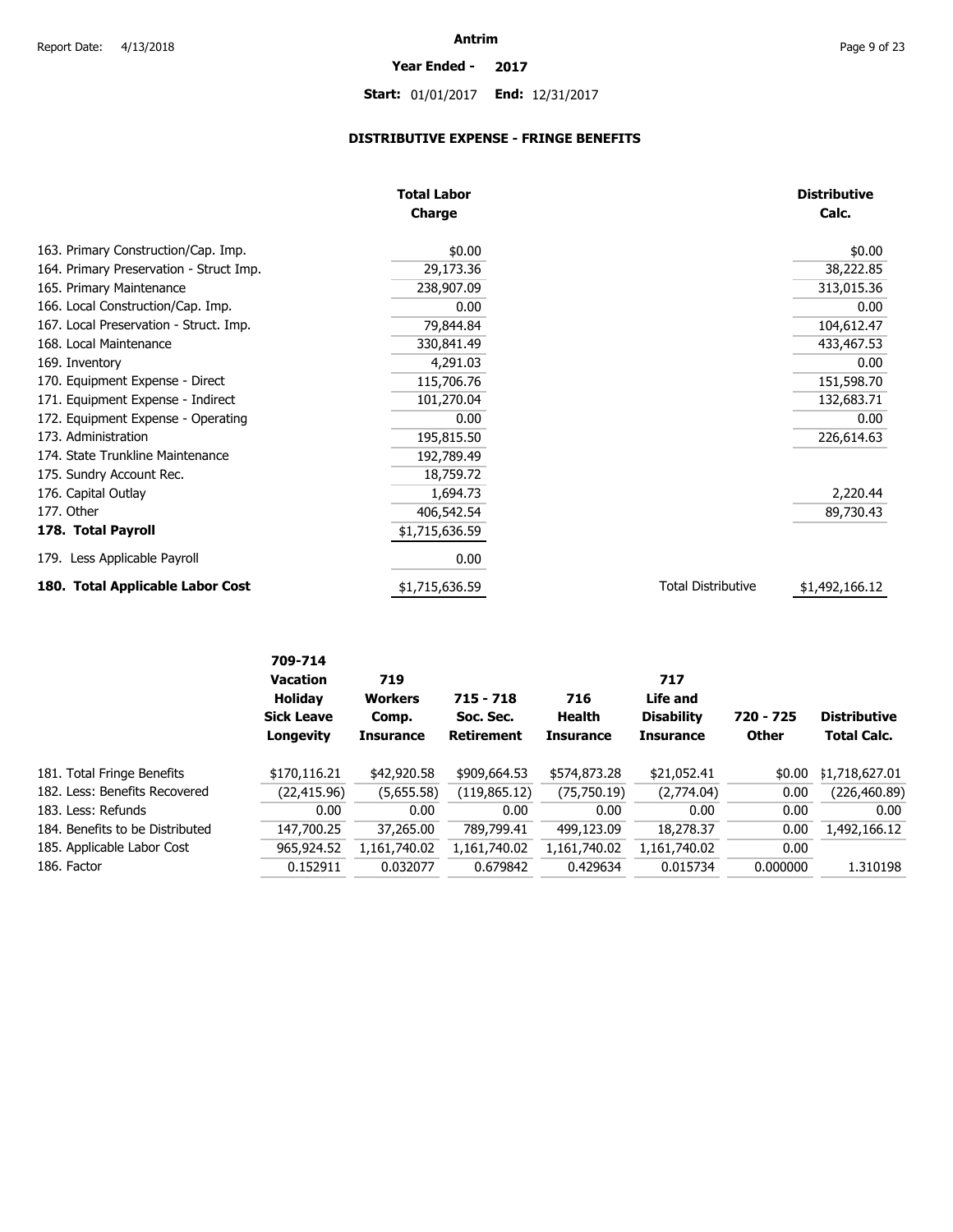Antrim

**Year Ended - 2017**

**Start:** 01/01/2017 **End:** 12/31/2017

## DISTRIBUTIVE EXPENSE - FRINGE BENEFITS

| | Total Labor Charge | | Distributive Calc. |
|---|---|---|---|
| 163. Primary Construction/Cap. Imp. | $0.00 | | $0.00 |
| 164. Primary Preservation - Struct Imp. | 29,173.36 | | 38,222.85 |
| 165. Primary Maintenance | 238,907.09 | | 313,015.36 |
| 166. Local Construction/Cap. Imp. | 0.00 | | 0.00 |
| 167. Local Preservation - Struct. Imp. | 79,844.84 | | 104,612.47 |
| 168. Local Maintenance | 330,841.49 | | 433,467.53 |
| 169. Inventory | 4,291.03 | | 0.00 |
| 170. Equipment Expense - Direct | 115,706.76 | | 151,598.70 |
| 171. Equipment Expense - Indirect | 101,270.04 | | 132,683.71 |
| 172. Equipment Expense - Operating | 0.00 | | 0.00 |
| 173. Administration | 195,815.50 | | 226,614.63 |
| 174. State Trunkline Maintenance | 192,789.49 | | |
| 175. Sundry Account Rec. | 18,759.72 | | |
| 176. Capital Outlay | 1,694.73 | | 2,220.44 |
| 177. Other | 406,542.54 | | 89,730.43 |
| **178. Total Payroll** | $1,715,636.59 | | |
| 179. Less Applicable Payroll | 0.00 | | |
| **180. Total Applicable Labor Cost** | $1,715,636.59 | Total Distributive | $1,492,166.12 |

| | 709-714 Vacation Holiday Sick Leave Longevity | 719 Workers Comp. Insurance | 715 - 718 Soc. Sec. Retirement | 716 Health Insurance | 717 Life and Disability Insurance | 720 - 725 Other | Distributive Total Calc. |
|---|---|---|---|---|---|---|---|
| 181. Total Fringe Benefits | $170,116.21 | $42,920.58 | $909,664.53 | $574,873.28 | $21,052.41 | $0.00 | $1,718,627.01 |
| 182. Less: Benefits Recovered | (22,415.96) | (5,655.58) | (119,865.12) | (75,750.19) | (2,774.04) | 0.00 | (226,460.89) |
| 183. Less: Refunds | 0.00 | 0.00 | 0.00 | 0.00 | 0.00 | 0.00 | 0.00 |
| 184. Benefits to be Distributed | 147,700.25 | 37,265.00 | 789,799.41 | 499,123.09 | 18,278.37 | 0.00 | 1,492,166.12 |
| 185. Applicable Labor Cost | 965,924.52 | 1,161,740.02 | 1,161,740.02 | 1,161,740.02 | 1,161,740.02 | 0.00 | |
| 186. Factor | 0.152911 | 0.032077 | 0.679842 | 0.429634 | 0.015734 | 0.000000 | 1.310198 |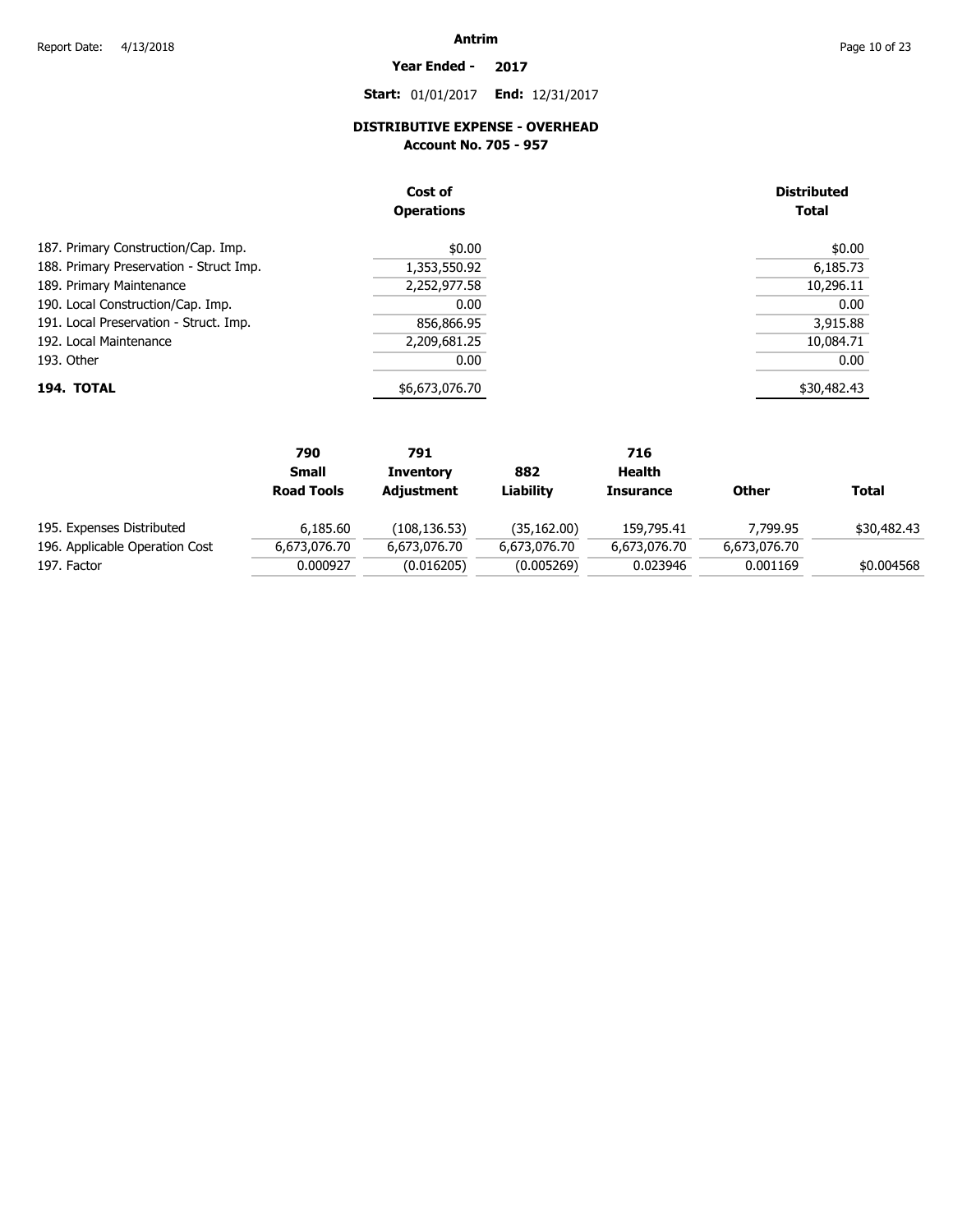# Antrim

**Year Ended - 2017**

**Start:** 01/01/2017 **End:** 12/31/2017

## DISTRIBUTIVE EXPENSE - OVERHEAD
### Account No. 705 - 957

| | Cost of Operations | Distributed Total |
|---|---|---|
| 187. Primary Construction/Cap. Imp. | $0.00 | $0.00 |
| 188. Primary Preservation - Struct Imp. | 1,353,550.92 | 6,185.73 |
| 189. Primary Maintenance | 2,252,977.58 | 10,296.11 |
| 190. Local Construction/Cap. Imp. | 0.00 | 0.00 |
| 191. Local Preservation - Struct. Imp. | 856,866.95 | 3,915.88 |
| 192. Local Maintenance | 2,209,681.25 | 10,084.71 |
| 193. Other | 0.00 | 0.00 |
| **194. TOTAL** | $6,673,076.70 | $30,482.43 |

| | 790 Small Road Tools | 791 Inventory Adjustment | 882 Liability | 716 Health Insurance | Other | Total |
|---|---|---|---|---|---|---|
| 195. Expenses Distributed | 6,185.60 | (108,136.53) | (35,162.00) | 159,795.41 | 7,799.95 | $30,482.43 |
| 196. Applicable Operation Cost | 6,673,076.70 | 6,673,076.70 | 6,673,076.70 | 6,673,076.70 | 6,673,076.70 | |
| 197. Factor | 0.000927 | (0.016205) | (0.005269) | 0.023946 | 0.001169 | $0.004568 |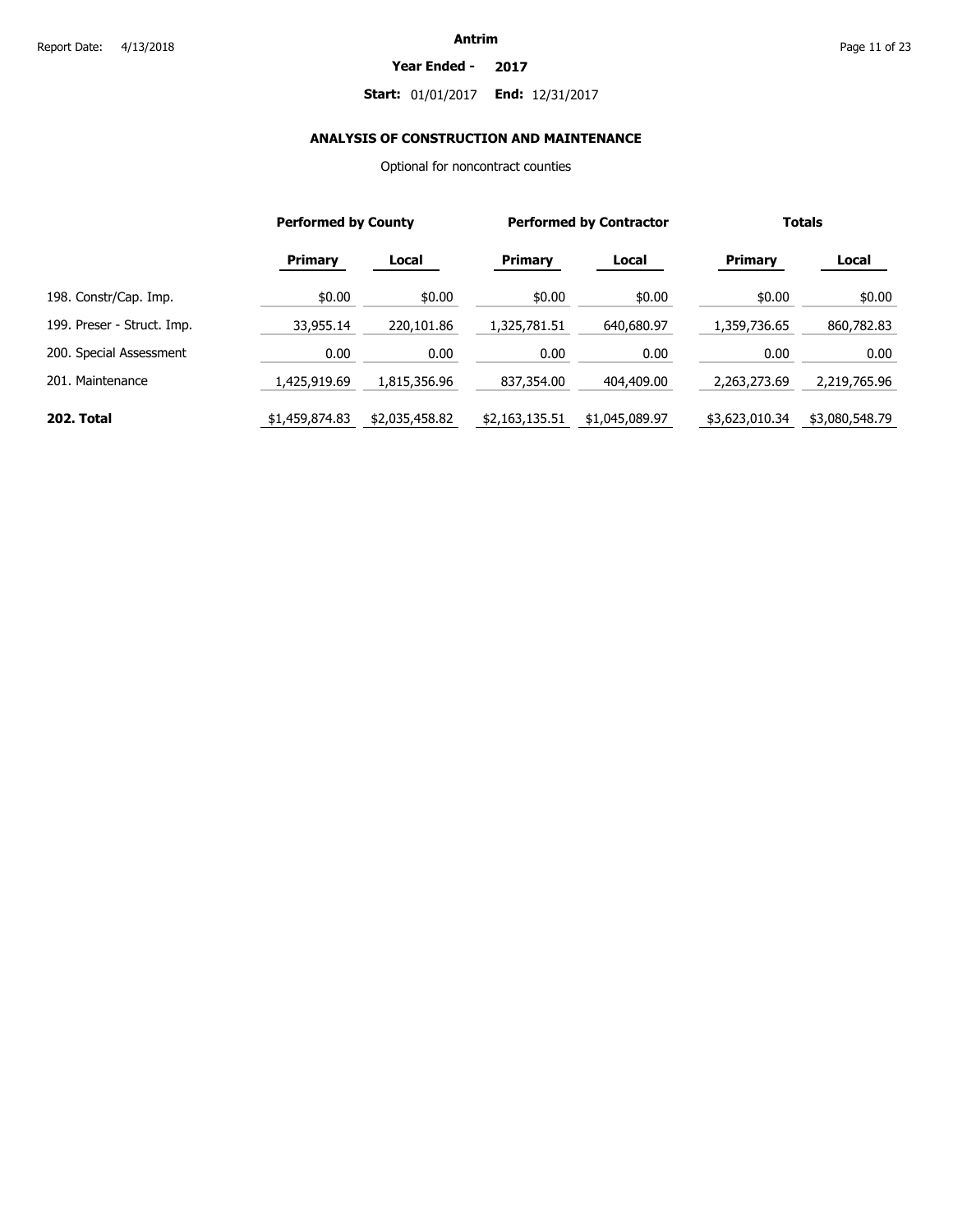Antrim

**Year Ended - 2017**

**Start:** 01/01/2017 **End:** 12/31/2017

### ANALYSIS OF CONSTRUCTION AND MAINTENANCE

Optional for noncontract counties

| | Performed by County | | Performed by Contractor | | Totals | |
|---|---|---|---|---|---|---|
| | **Primary** | **Local** | **Primary** | **Local** | **Primary** | **Local** |
| 198. Constr/Cap. Imp. | $0.00 | $0.00 | $0.00 | $0.00 | $0.00 | $0.00 |
| 199. Preser - Struct. Imp. | 33,955.14 | 220,101.86 | 1,325,781.51 | 640,680.97 | 1,359,736.65 | 860,782.83 |
| 200. Special Assessment | 0.00 | 0.00 | 0.00 | 0.00 | 0.00 | 0.00 |
| 201. Maintenance | 1,425,919.69 | 1,815,356.96 | 837,354.00 | 404,409.00 | 2,263,273.69 | 2,219,765.96 |
| **202. Total** | $1,459,874.83 | $2,035,458.82 | $2,163,135.51 | $1,045,089.97 | $3,623,010.34 | $3,080,548.79 |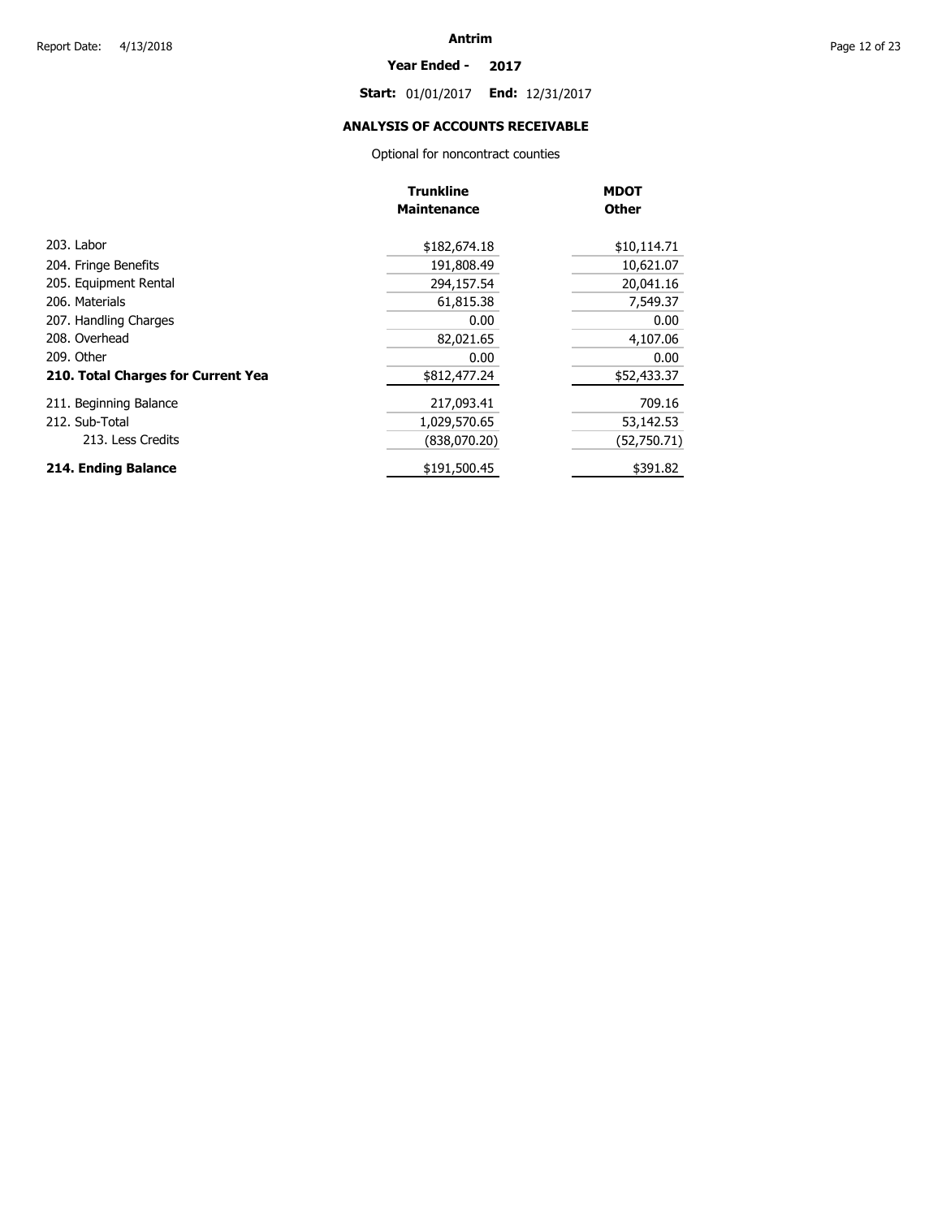**Antrim**

**Year Ended - 2017**

**Start:** 01/01/2017 **End:** 12/31/2017

## ANALYSIS OF ACCOUNTS RECEIVABLE

Optional for noncontract counties

| | Trunkline Maintenance | MDOT Other |
|---|---|---|
| 203. Labor | $182,674.18 | $10,114.71 |
| 204. Fringe Benefits | 191,808.49 | 10,621.07 |
| 205. Equipment Rental | 294,157.54 | 20,041.16 |
| 206. Materials | 61,815.38 | 7,549.37 |
| 207. Handling Charges | 0.00 | 0.00 |
| 208. Overhead | 82,021.65 | 4,107.06 |
| 209. Other | 0.00 | 0.00 |
| **210. Total Charges for Current Yea** | $812,477.24 | $52,433.37 |
| 211. Beginning Balance | 217,093.41 | 709.16 |
| 212. Sub-Total | 1,029,570.65 | 53,142.53 |
| 213. Less Credits | (838,070.20) | (52,750.71) |
| **214. Ending Balance** | $191,500.45 | $391.82 |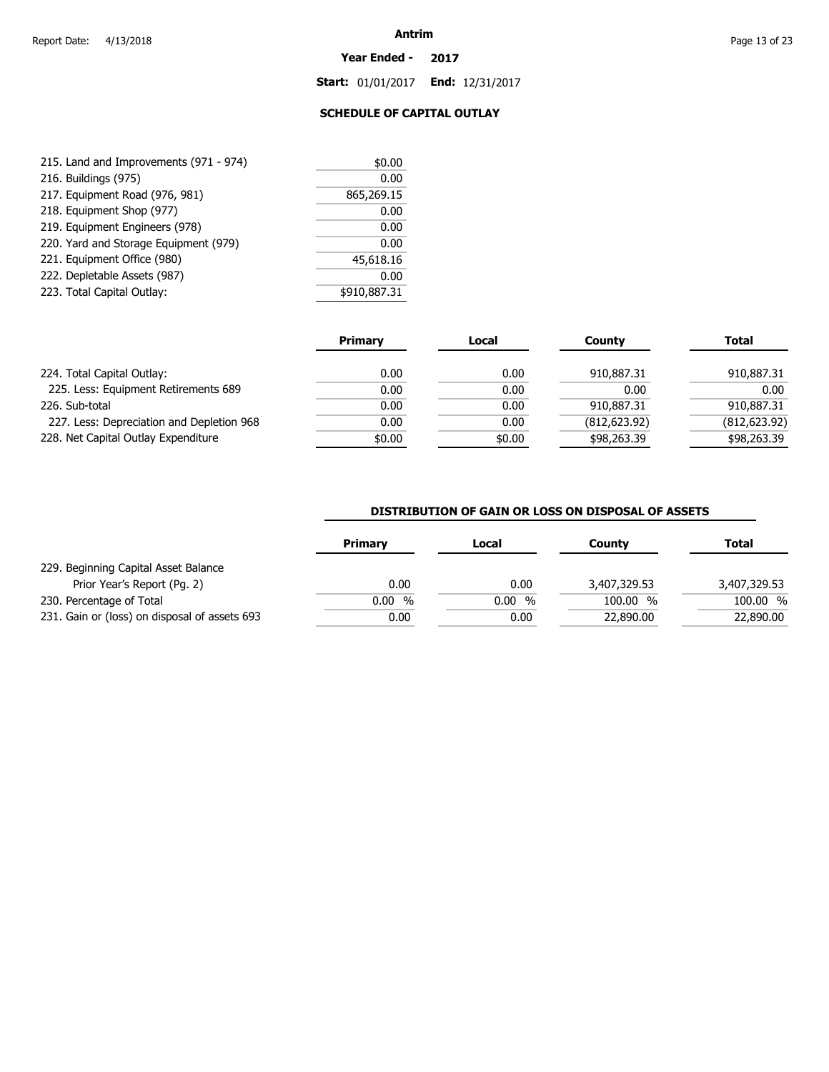Antrim

**Year Ended - 2017**

**Start:** 01/01/2017 **End:** 12/31/2017

## SCHEDULE OF CAPITAL OUTLAY

| | |
|---|---|
| 215. Land and Improvements (971 - 974) | $0.00 |
| 216. Buildings (975) | 0.00 |
| 217. Equipment Road (976, 981) | 865,269.15 |
| 218. Equipment Shop (977) | 0.00 |
| 219. Equipment Engineers (978) | 0.00 |
| 220. Yard and Storage Equipment (979) | 0.00 |
| 221. Equipment Office (980) | 45,618.16 |
| 222. Depletable Assets (987) | 0.00 |
| 223. Total Capital Outlay: | $910,887.31 |

| | Primary | Local | County | Total |
|---|---|---|---|---|
| 224. Total Capital Outlay: | 0.00 | 0.00 | 910,887.31 | 910,887.31 |
| 225. Less: Equipment Retirements 689 | 0.00 | 0.00 | 0.00 | 0.00 |
| 226. Sub-total | 0.00 | 0.00 | 910,887.31 | 910,887.31 |
| 227. Less: Depreciation and Depletion 968 | 0.00 | 0.00 | (812,623.92) | (812,623.92) |
| 228. Net Capital Outlay Expenditure | $0.00 | $0.00 | $98,263.39 | $98,263.39 |

## DISTRIBUTION OF GAIN OR LOSS ON DISPOSAL OF ASSETS

| | Primary | Local | County | Total |
|---|---|---|---|---|
| 229. Beginning Capital Asset Balance Prior Year's Report (Pg. 2) | 0.00 | 0.00 | 3,407,329.53 | 3,407,329.53 |
| 230. Percentage of Total | 0.00 % | 0.00 % | 100.00 % | 100.00 % |
| 231. Gain or (loss) on disposal of assets 693 | 0.00 | 0.00 | 22,890.00 | 22,890.00 |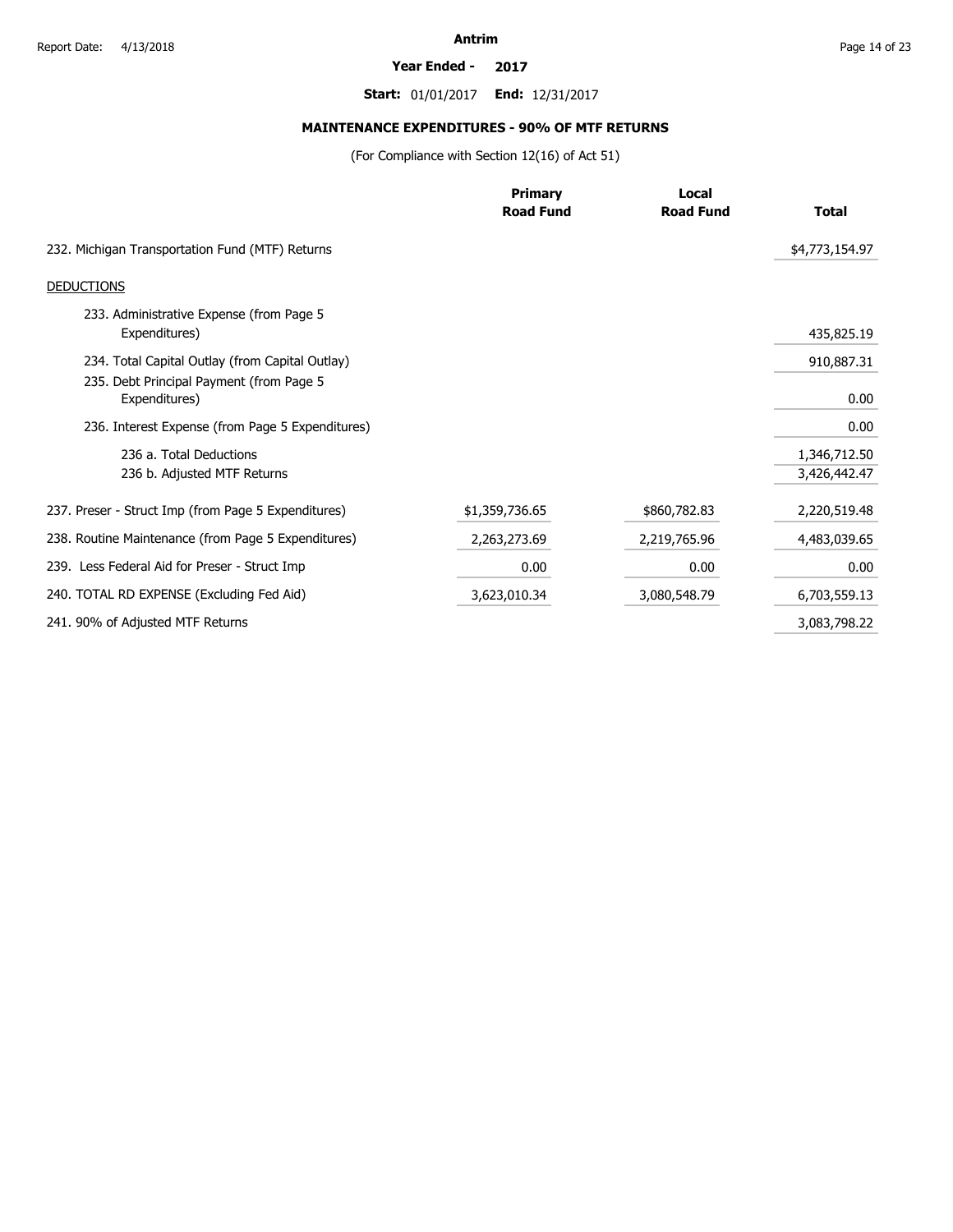**Antrim**

**Year Ended - 2017**

**Start:** 01/01/2017 **End:** 12/31/2017

## MAINTENANCE EXPENDITURES - 90% OF MTF RETURNS

(For Compliance with Section 12(16) of Act 51)

| | Primary Road Fund | Local Road Fund | Total |
|---|---|---|---|
| 232. Michigan Transportation Fund (MTF) Returns | | | $4,773,154.97 |
| DEDUCTIONS | | | |
| 233. Administrative Expense (from Page 5 Expenditures) | | | 435,825.19 |
| 234. Total Capital Outlay (from Capital Outlay) | | | 910,887.31 |
| 235. Debt Principal Payment (from Page 5 Expenditures) | | | 0.00 |
| 236. Interest Expense (from Page 5 Expenditures) | | | 0.00 |
| 236 a. Total Deductions | | | 1,346,712.50 |
| 236 b. Adjusted MTF Returns | | | 3,426,442.47 |
| 237. Preser - Struct Imp (from Page 5 Expenditures) | $1,359,736.65 | $860,782.83 | 2,220,519.48 |
| 238. Routine Maintenance (from Page 5 Expenditures) | 2,263,273.69 | 2,219,765.96 | 4,483,039.65 |
| 239. Less Federal Aid for Preser - Struct Imp | 0.00 | 0.00 | 0.00 |
| 240. TOTAL RD EXPENSE (Excluding Fed Aid) | 3,623,010.34 | 3,080,548.79 | 6,703,559.13 |
| 241. 90% of Adjusted MTF Returns | | | 3,083,798.22 |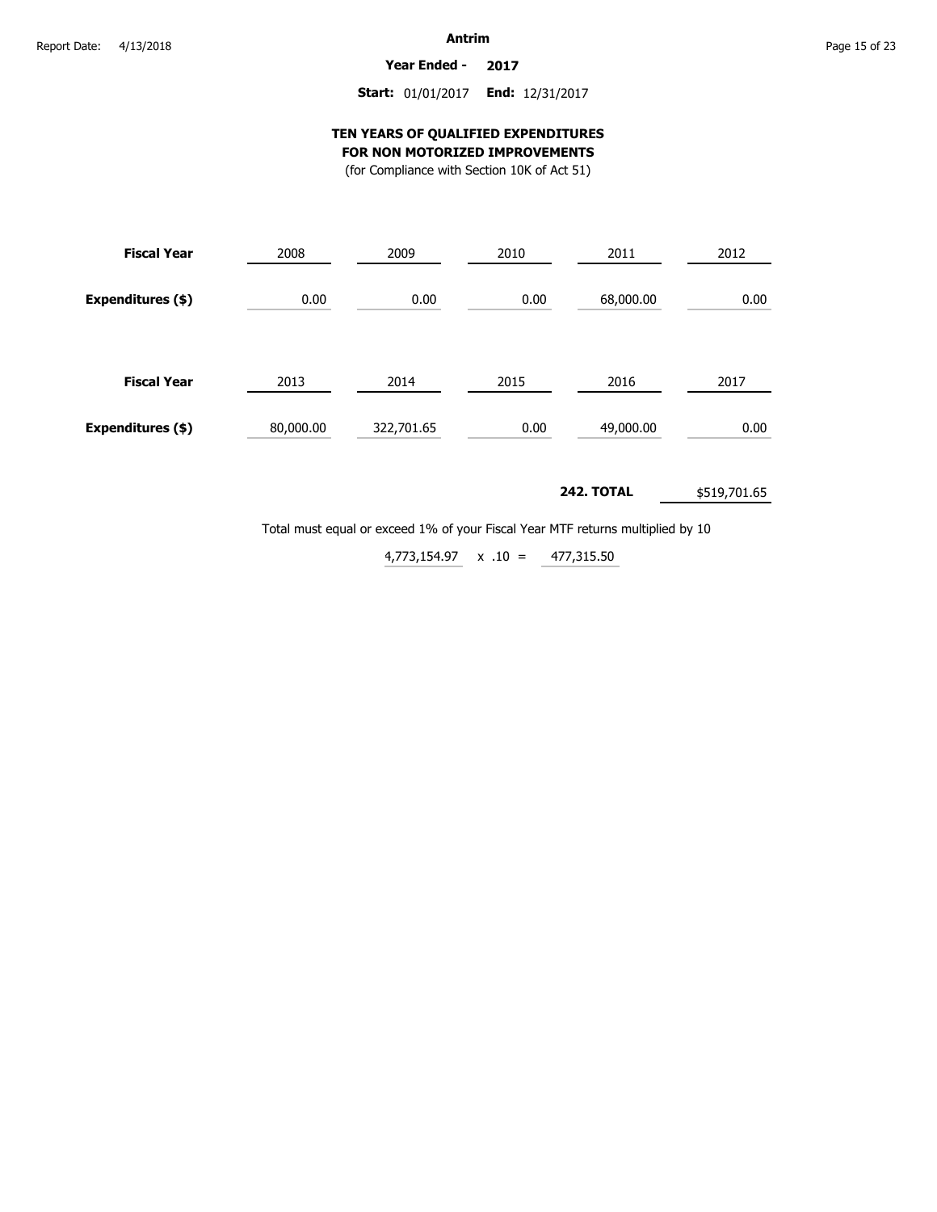**Antrim**

**Year Ended - 2017**

**Start:** 01/01/2017 **End:** 12/31/2017

## TEN YEARS OF QUALIFIED EXPENDITURES FOR NON MOTORIZED IMPROVEMENTS

(for Compliance with Section 10K of Act 51)

| **Fiscal Year** | 2008 | 2009 | 2010 | 2011 | 2012 |
|---|---|---|---|---|---|
| **Expenditures ($)** | 0.00 | 0.00 | 0.00 | 68,000.00 | 0.00 |

| **Fiscal Year** | 2013 | 2014 | 2015 | 2016 | 2017 |
|---|---|---|---|---|---|
| **Expenditures ($)** | 80,000.00 | 322,701.65 | 0.00 | 49,000.00 | 0.00 |

**242. TOTAL** $519,701.65

Total must equal or exceed 1% of your Fiscal Year MTF returns multiplied by 10

4,773,154.97 x .10 = 477,315.50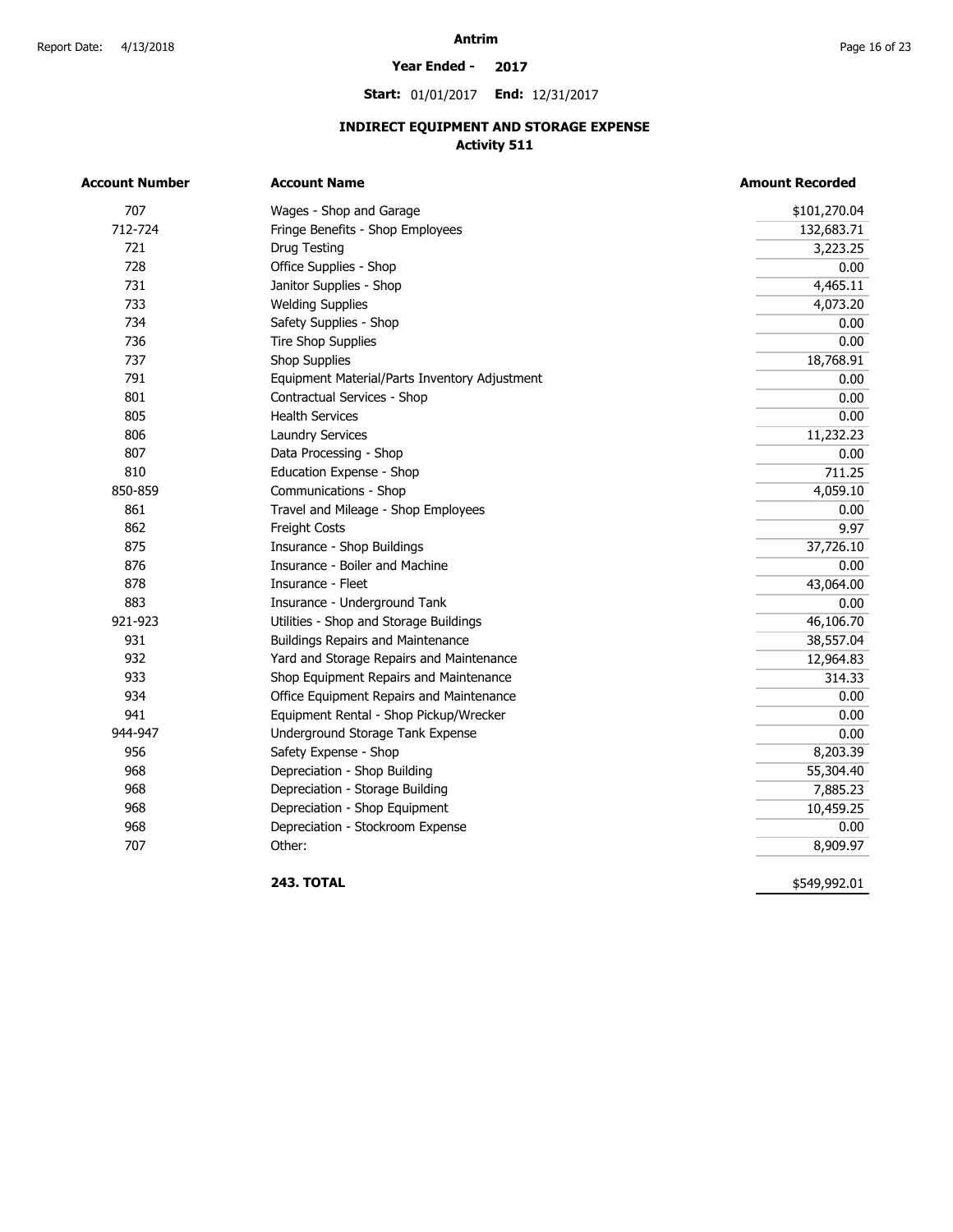# Antrim

**Year Ended - 2017**

**Start:** 01/01/2017 **End:** 12/31/2017

## INDIRECT EQUIPMENT AND STORAGE EXPENSE
### Activity 511

| Account Number | Account Name | Amount Recorded |
|---|---|---|
| 707 | Wages - Shop and Garage | $101,270.04 |
| 712-724 | Fringe Benefits - Shop Employees | 132,683.71 |
| 721 | Drug Testing | 3,223.25 |
| 728 | Office Supplies - Shop | 0.00 |
| 731 | Janitor Supplies - Shop | 4,465.11 |
| 733 | Welding Supplies | 4,073.20 |
| 734 | Safety Supplies - Shop | 0.00 |
| 736 | Tire Shop Supplies | 0.00 |
| 737 | Shop Supplies | 18,768.91 |
| 791 | Equipment Material/Parts Inventory Adjustment | 0.00 |
| 801 | Contractual Services - Shop | 0.00 |
| 805 | Health Services | 0.00 |
| 806 | Laundry Services | 11,232.23 |
| 807 | Data Processing - Shop | 0.00 |
| 810 | Education Expense - Shop | 711.25 |
| 850-859 | Communications - Shop | 4,059.10 |
| 861 | Travel and Mileage - Shop Employees | 0.00 |
| 862 | Freight Costs | 9.97 |
| 875 | Insurance - Shop Buildings | 37,726.10 |
| 876 | Insurance - Boiler and Machine | 0.00 |
| 878 | Insurance - Fleet | 43,064.00 |
| 883 | Insurance - Underground Tank | 0.00 |
| 921-923 | Utilities - Shop and Storage Buildings | 46,106.70 |
| 931 | Buildings Repairs and Maintenance | 38,557.04 |
| 932 | Yard and Storage Repairs and Maintenance | 12,964.83 |
| 933 | Shop Equipment Repairs and Maintenance | 314.33 |
| 934 | Office Equipment Repairs and Maintenance | 0.00 |
| 941 | Equipment Rental - Shop Pickup/Wrecker | 0.00 |
| 944-947 | Underground Storage Tank Expense | 0.00 |
| 956 | Safety Expense - Shop | 8,203.39 |
| 968 | Depreciation - Shop Building | 55,304.40 |
| 968 | Depreciation - Storage Building | 7,885.23 |
| 968 | Depreciation - Shop Equipment | 10,459.25 |
| 968 | Depreciation - Stockroom Expense | 0.00 |
| 707 | Other: | 8,909.97 |
| | **243. TOTAL** | $549,992.01 |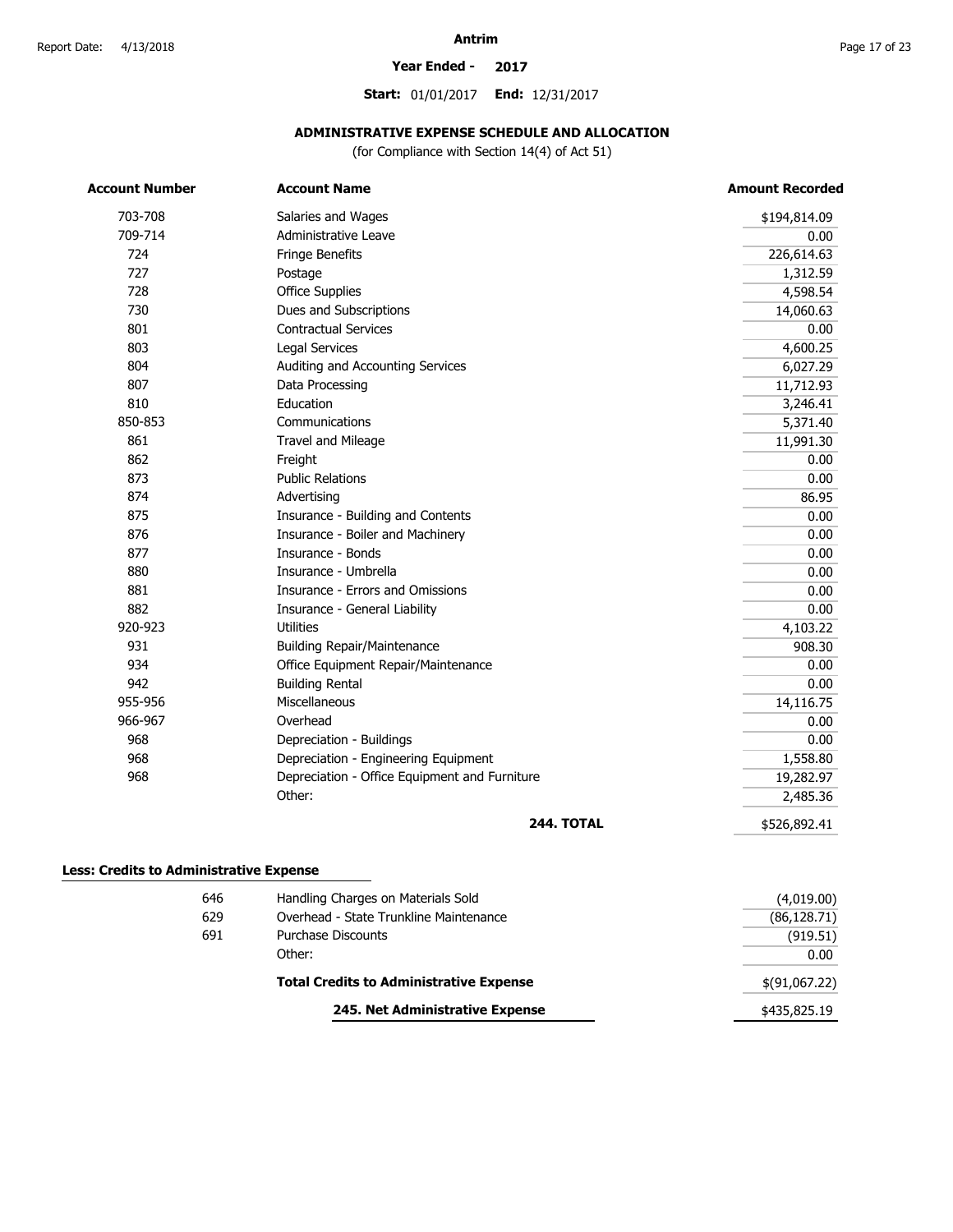# Antrim

**Year Ended - 2017**

**Start:** 01/01/2017 **End:** 12/31/2017

## ADMINISTRATIVE EXPENSE SCHEDULE AND ALLOCATION

(for Compliance with Section 14(4) of Act 51)

| Account Number | Account Name | Amount Recorded |
|---|---|---|
| 703-708 | Salaries and Wages | $194,814.09 |
| 709-714 | Administrative Leave | 0.00 |
| 724 | Fringe Benefits | 226,614.63 |
| 727 | Postage | 1,312.59 |
| 728 | Office Supplies | 4,598.54 |
| 730 | Dues and Subscriptions | 14,060.63 |
| 801 | Contractual Services | 0.00 |
| 803 | Legal Services | 4,600.25 |
| 804 | Auditing and Accounting Services | 6,027.29 |
| 807 | Data Processing | 11,712.93 |
| 810 | Education | 3,246.41 |
| 850-853 | Communications | 5,371.40 |
| 861 | Travel and Mileage | 11,991.30 |
| 862 | Freight | 0.00 |
| 873 | Public Relations | 0.00 |
| 874 | Advertising | 86.95 |
| 875 | Insurance - Building and Contents | 0.00 |
| 876 | Insurance - Boiler and Machinery | 0.00 |
| 877 | Insurance - Bonds | 0.00 |
| 880 | Insurance - Umbrella | 0.00 |
| 881 | Insurance - Errors and Omissions | 0.00 |
| 882 | Insurance - General Liability | 0.00 |
| 920-923 | Utilities | 4,103.22 |
| 931 | Building Repair/Maintenance | 908.30 |
| 934 | Office Equipment Repair/Maintenance | 0.00 |
| 942 | Building Rental | 0.00 |
| 955-956 | Miscellaneous | 14,116.75 |
| 966-967 | Overhead | 0.00 |
| 968 | Depreciation - Buildings | 0.00 |
| 968 | Depreciation - Engineering Equipment | 1,558.80 |
| 968 | Depreciation - Office Equipment and Furniture | 19,282.97 |
| | Other: | 2,485.36 |
| | **244. TOTAL** | $526,892.41 |

**Less: Credits to Administrative Expense**

| Account Number | Account Name | Amount |
|---|---|---|
| 646 | Handling Charges on Materials Sold | (4,019.00) |
| 629 | Overhead - State Trunkline Maintenance | (86,128.71) |
| 691 | Purchase Discounts | (919.51) |
| | Other: | 0.00 |
| | **Total Credits to Administrative Expense** | $(91,067.22) |
| | **245. Net Administrative Expense** | $435,825.19 |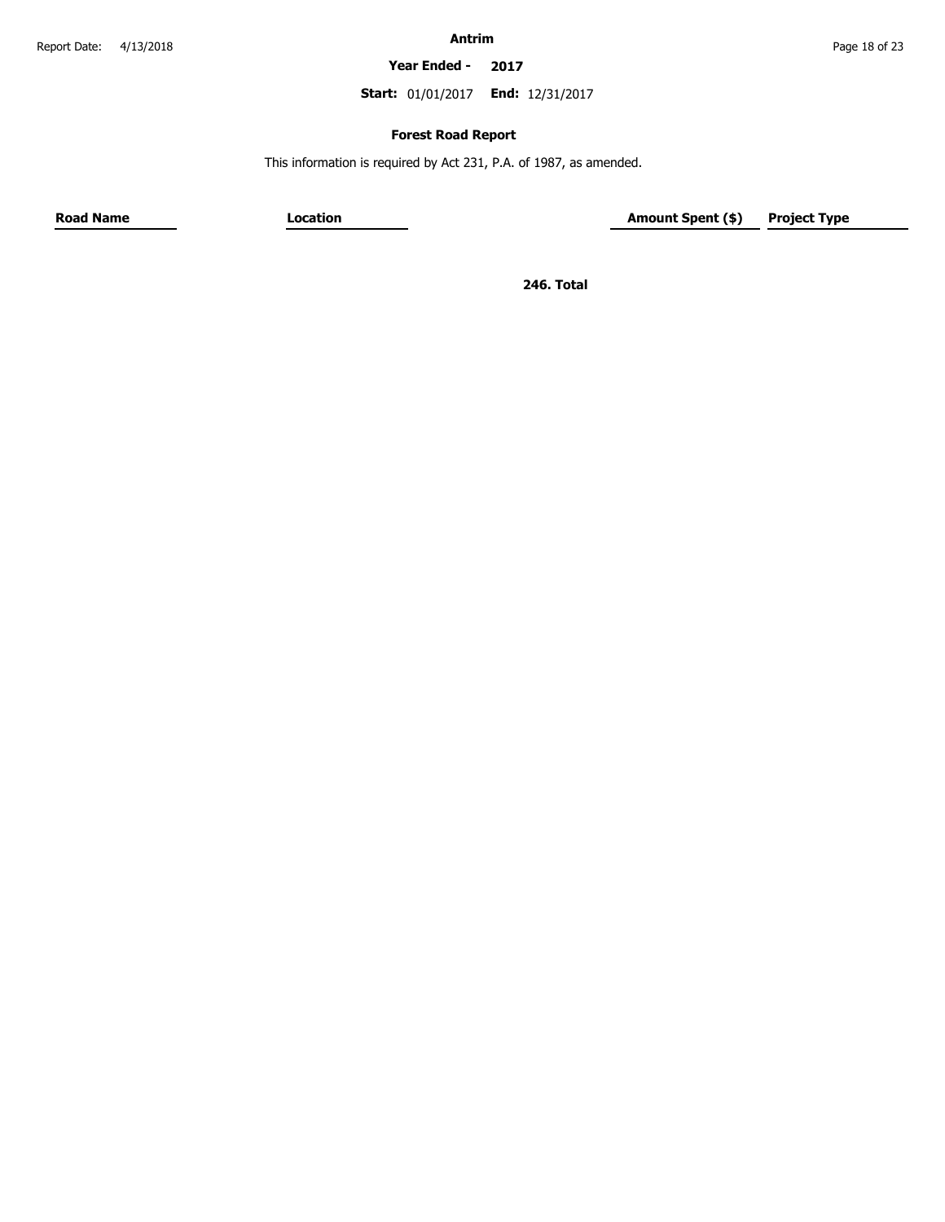Antrim

**Year Ended - 2017**

**Start:** 01/01/2017 **End:** 12/31/2017

**Forest Road Report**

This information is required by Act 231, P.A. of 1987, as amended.

| Road Name | Location | | Amount Spent ($) | Project Type |
|---|---|---|---|---|
| | | **246. Total** | | |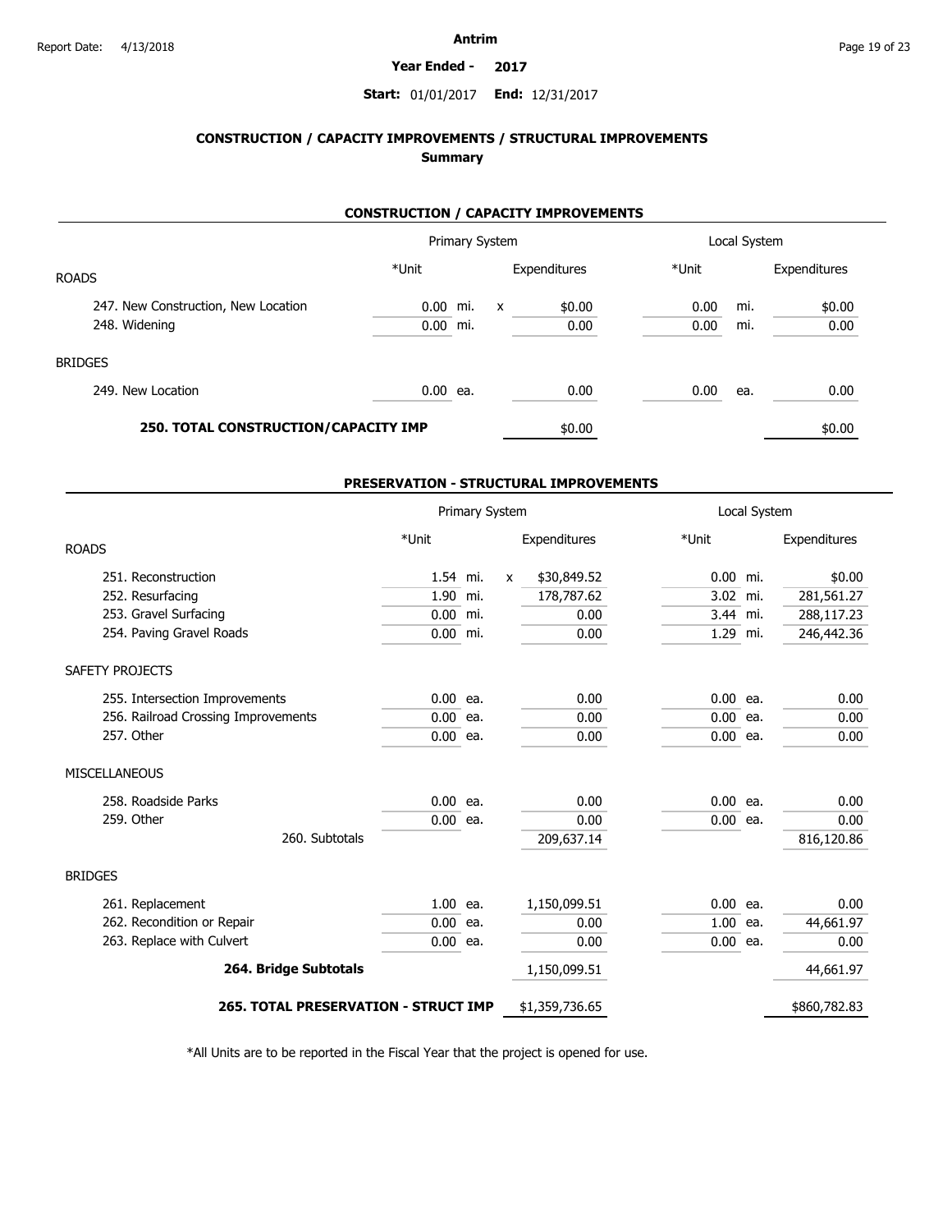**Antrim**

**Year Ended - 2017**

**Start:** 01/01/2017 **End:** 12/31/2017

## CONSTRUCTION / CAPACITY IMPROVEMENTS / STRUCTURAL IMPROVEMENTS
### Summary

### CONSTRUCTION / CAPACITY IMPROVEMENTS

| | Primary System | | | | Local System | | |
|---|---|---|---|---|---|---|---|
| **ROADS** | *Unit | | | Expenditures | *Unit | | Expenditures |
| 247. New Construction, New Location | 0.00 | mi. | x | $0.00 | 0.00 | mi. | $0.00 |
| 248. Widening | 0.00 | mi. | | 0.00 | 0.00 | mi. | 0.00 |
| **BRIDGES** | | | | | | | |
| 249. New Location | 0.00 | ea. | | 0.00 | 0.00 | ea. | 0.00 |
| **250. TOTAL CONSTRUCTION/CAPACITY IMP** | | | | $0.00 | | | $0.00 |

### PRESERVATION - STRUCTURAL IMPROVEMENTS

| | Primary System | | | | Local System | | |
|---|---|---|---|---|---|---|---|
| **ROADS** | *Unit | | | Expenditures | *Unit | | Expenditures |
| 251. Reconstruction | 1.54 | mi. | x | $30,849.52 | 0.00 | mi. | $0.00 |
| 252. Resurfacing | 1.90 | mi. | | 178,787.62 | 3.02 | mi. | 281,561.27 |
| 253. Gravel Surfacing | 0.00 | mi. | | 0.00 | 3.44 | mi. | 288,117.23 |
| 254. Paving Gravel Roads | 0.00 | mi. | | 0.00 | 1.29 | mi. | 246,442.36 |
| **SAFETY PROJECTS** | | | | | | | |
| 255. Intersection Improvements | 0.00 | ea. | | 0.00 | 0.00 | ea. | 0.00 |
| 256. Railroad Crossing Improvements | 0.00 | ea. | | 0.00 | 0.00 | ea. | 0.00 |
| 257. Other | 0.00 | ea. | | 0.00 | 0.00 | ea. | 0.00 |
| **MISCELLANEOUS** | | | | | | | |
| 258. Roadside Parks | 0.00 | ea. | | 0.00 | 0.00 | ea. | 0.00 |
| 259. Other | 0.00 | ea. | | 0.00 | 0.00 | ea. | 0.00 |
| 260. Subtotals | | | | 209,637.14 | | | 816,120.86 |
| **BRIDGES** | | | | | | | |
| 261. Replacement | 1.00 | ea. | | 1,150,099.51 | 0.00 | ea. | 0.00 |
| 262. Recondition or Repair | 0.00 | ea. | | 0.00 | 1.00 | ea. | 44,661.97 |
| 263. Replace with Culvert | 0.00 | ea. | | 0.00 | 0.00 | ea. | 0.00 |
| **264. Bridge Subtotals** | | | | 1,150,099.51 | | | 44,661.97 |
| **265. TOTAL PRESERVATION - STRUCT IMP** | | | | $1,359,736.65 | | | $860,782.83 |

*All Units are to be reported in the Fiscal Year that the project is opened for use.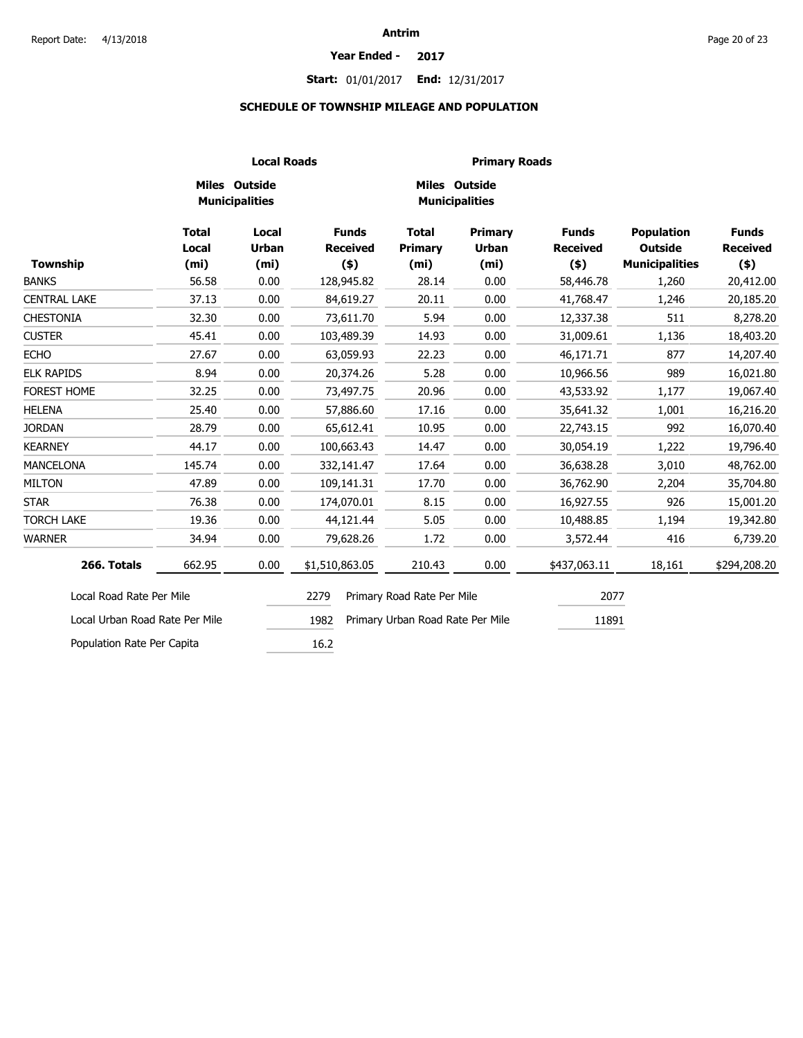## Antrim

**Year Ended - 2017**

**Start:** 01/01/2017 **End:** 12/31/2017

### SCHEDULE OF TOWNSHIP MILEAGE AND POPULATION

| | Local Roads | | | Primary Roads | | | | |
|---|---|---|---|---|---|---|---|---|
| | Miles Outside Municipalities | | | Miles Outside Municipalities | | | | |
| **Township** | **Total Local (mi)** | **Local Urban (mi)** | **Funds Received ($)** | **Total Primary (mi)** | **Primary Urban (mi)** | **Funds Received ($)** | **Population Outside Municipalities** | **Funds Received ($)** |
| BANKS | 56.58 | 0.00 | 128,945.82 | 28.14 | 0.00 | 58,446.78 | 1,260 | 20,412.00 |
| CENTRAL LAKE | 37.13 | 0.00 | 84,619.27 | 20.11 | 0.00 | 41,768.47 | 1,246 | 20,185.20 |
| CHESTONIA | 32.30 | 0.00 | 73,611.70 | 5.94 | 0.00 | 12,337.38 | 511 | 8,278.20 |
| CUSTER | 45.41 | 0.00 | 103,489.39 | 14.93 | 0.00 | 31,009.61 | 1,136 | 18,403.20 |
| ECHO | 27.67 | 0.00 | 63,059.93 | 22.23 | 0.00 | 46,171.71 | 877 | 14,207.40 |
| ELK RAPIDS | 8.94 | 0.00 | 20,374.26 | 5.28 | 0.00 | 10,966.56 | 989 | 16,021.80 |
| FOREST HOME | 32.25 | 0.00 | 73,497.75 | 20.96 | 0.00 | 43,533.92 | 1,177 | 19,067.40 |
| HELENA | 25.40 | 0.00 | 57,886.60 | 17.16 | 0.00 | 35,641.32 | 1,001 | 16,216.20 |
| JORDAN | 28.79 | 0.00 | 65,612.41 | 10.95 | 0.00 | 22,743.15 | 992 | 16,070.40 |
| KEARNEY | 44.17 | 0.00 | 100,663.43 | 14.47 | 0.00 | 30,054.19 | 1,222 | 19,796.40 |
| MANCELONA | 145.74 | 0.00 | 332,141.47 | 17.64 | 0.00 | 36,638.28 | 3,010 | 48,762.00 |
| MILTON | 47.89 | 0.00 | 109,141.31 | 17.70 | 0.00 | 36,762.90 | 2,204 | 35,704.80 |
| STAR | 76.38 | 0.00 | 174,070.01 | 8.15 | 0.00 | 16,927.55 | 926 | 15,001.20 |
| TORCH LAKE | 19.36 | 0.00 | 44,121.44 | 5.05 | 0.00 | 10,488.85 | 1,194 | 19,342.80 |
| WARNER | 34.94 | 0.00 | 79,628.26 | 1.72 | 0.00 | 3,572.44 | 416 | 6,739.20 |
| **266. Totals** | 662.95 | 0.00 | $1,510,863.05 | 210.43 | 0.00 | $437,063.11 | 18,161 | $294,208.20 |

| | | | |
|---|---|---|---|
| Local Road Rate Per Mile | 2279 | Primary Road Rate Per Mile | 2077 |
| Local Urban Road Rate Per Mile | 1982 | Primary Urban Road Rate Per Mile | 11891 |
| Population Rate Per Capita | 16.2 | | |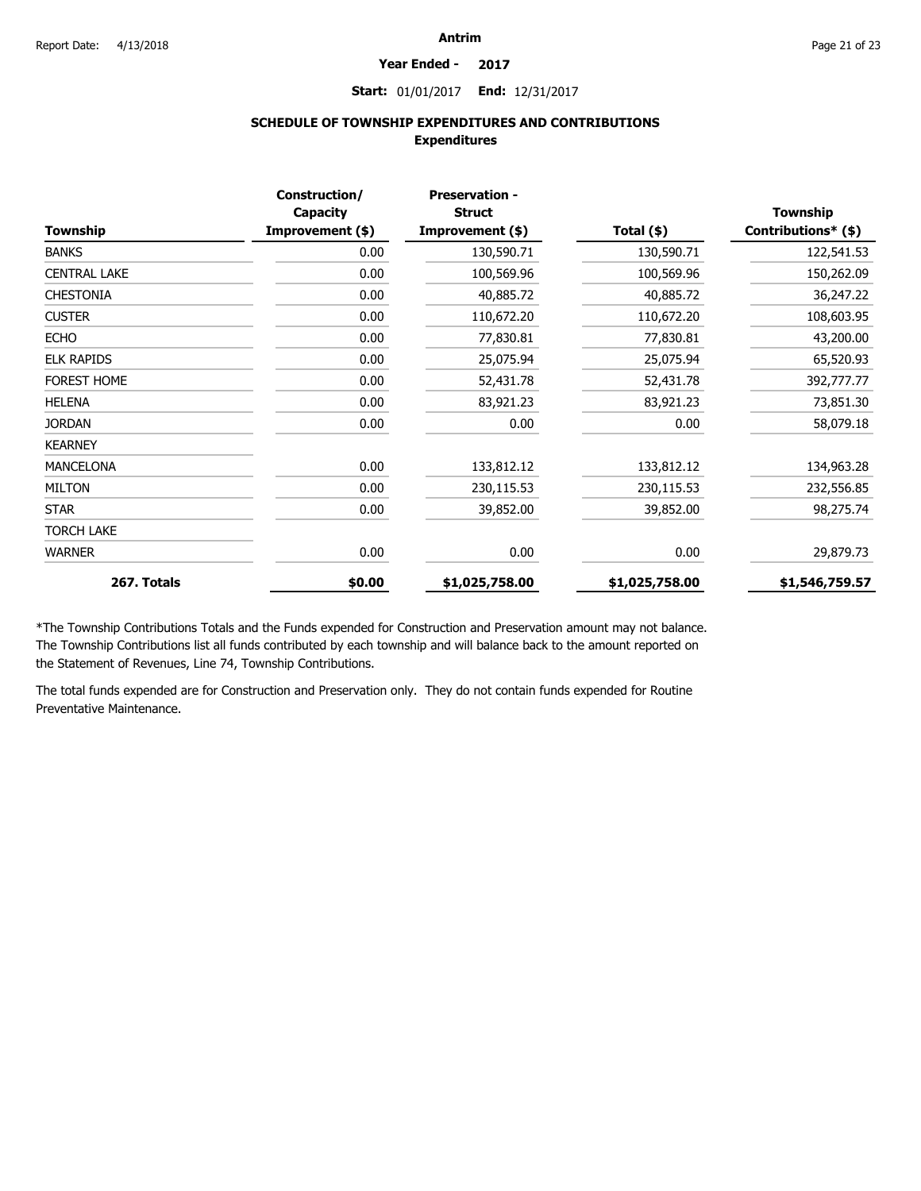**Antrim**

**Year Ended - 2017**

**Start:** 01/01/2017 **End:** 12/31/2017

## SCHEDULE OF TOWNSHIP EXPENDITURES AND CONTRIBUTIONS

### Expenditures

| Township | Construction/ Capacity Improvement ($) | Preservation - Struct Improvement ($) | Total ($) | Township Contributions* ($) |
|---|---|---|---|---|
| BANKS | 0.00 | 130,590.71 | 130,590.71 | 122,541.53 |
| CENTRAL LAKE | 0.00 | 100,569.96 | 100,569.96 | 150,262.09 |
| CHESTONIA | 0.00 | 40,885.72 | 40,885.72 | 36,247.22 |
| CUSTER | 0.00 | 110,672.20 | 110,672.20 | 108,603.95 |
| ECHO | 0.00 | 77,830.81 | 77,830.81 | 43,200.00 |
| ELK RAPIDS | 0.00 | 25,075.94 | 25,075.94 | 65,520.93 |
| FOREST HOME | 0.00 | 52,431.78 | 52,431.78 | 392,777.77 |
| HELENA | 0.00 | 83,921.23 | 83,921.23 | 73,851.30 |
| JORDAN | 0.00 | 0.00 | 0.00 | 58,079.18 |
| KEARNEY | | | | |
| MANCELONA | 0.00 | 133,812.12 | 133,812.12 | 134,963.28 |
| MILTON | 0.00 | 230,115.53 | 230,115.53 | 232,556.85 |
| STAR | 0.00 | 39,852.00 | 39,852.00 | 98,275.74 |
| TORCH LAKE | | | | |
| WARNER | 0.00 | 0.00 | 0.00 | 29,879.73 |
| **267. Totals** | **$0.00** | **$1,025,758.00** | **$1,025,758.00** | **$1,546,759.57** |

*The Township Contributions Totals and the Funds expended for Construction and Preservation amount may not balance. The Township Contributions list all funds contributed by each township and will balance back to the amount reported on the Statement of Revenues, Line 74, Township Contributions.

The total funds expended are for Construction and Preservation only. They do not contain funds expended for Routine Preventative Maintenance.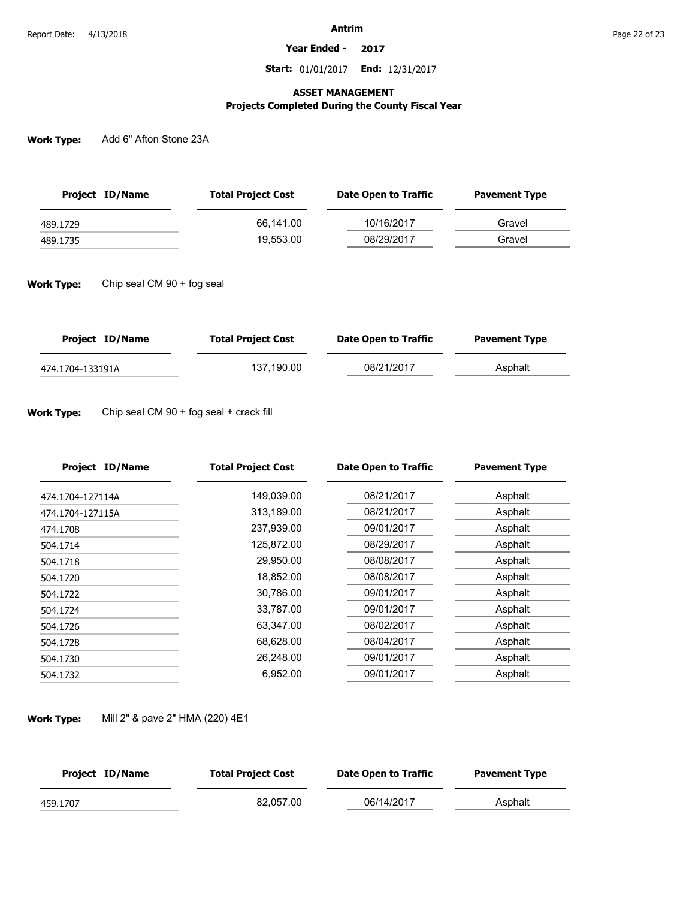Antrim

**Year Ended - 2017**

**Start:** 01/01/2017 **End:** 12/31/2017

## ASSET MANAGEMENT
### Projects Completed During the County Fiscal Year

**Work Type:** Add 6" Afton Stone 23A

| Project ID/Name | Total Project Cost | Date Open to Traffic | Pavement Type |
|---|---|---|---|
| 489.1729 | 66,141.00 | 10/16/2017 | Gravel |
| 489.1735 | 19,553.00 | 08/29/2017 | Gravel |

**Work Type:** Chip seal CM 90 + fog seal

| Project ID/Name | Total Project Cost | Date Open to Traffic | Pavement Type |
|---|---|---|---|
| 474.1704-133191A | 137,190.00 | 08/21/2017 | Asphalt |

**Work Type:** Chip seal CM 90 + fog seal + crack fill

| Project ID/Name | Total Project Cost | Date Open to Traffic | Pavement Type |
|---|---|---|---|
| 474.1704-127114A | 149,039.00 | 08/21/2017 | Asphalt |
| 474.1704-127115A | 313,189.00 | 08/21/2017 | Asphalt |
| 474.1708 | 237,939.00 | 09/01/2017 | Asphalt |
| 504.1714 | 125,872.00 | 08/29/2017 | Asphalt |
| 504.1718 | 29,950.00 | 08/08/2017 | Asphalt |
| 504.1720 | 18,852.00 | 08/08/2017 | Asphalt |
| 504.1722 | 30,786.00 | 09/01/2017 | Asphalt |
| 504.1724 | 33,787.00 | 09/01/2017 | Asphalt |
| 504.1726 | 63,347.00 | 08/02/2017 | Asphalt |
| 504.1728 | 68,628.00 | 08/04/2017 | Asphalt |
| 504.1730 | 26,248.00 | 09/01/2017 | Asphalt |
| 504.1732 | 6,952.00 | 09/01/2017 | Asphalt |

**Work Type:** Mill 2" & pave 2" HMA (220) 4E1

| Project ID/Name | Total Project Cost | Date Open to Traffic | Pavement Type |
|---|---|---|---|
| 459.1707 | 82,057.00 | 06/14/2017 | Asphalt |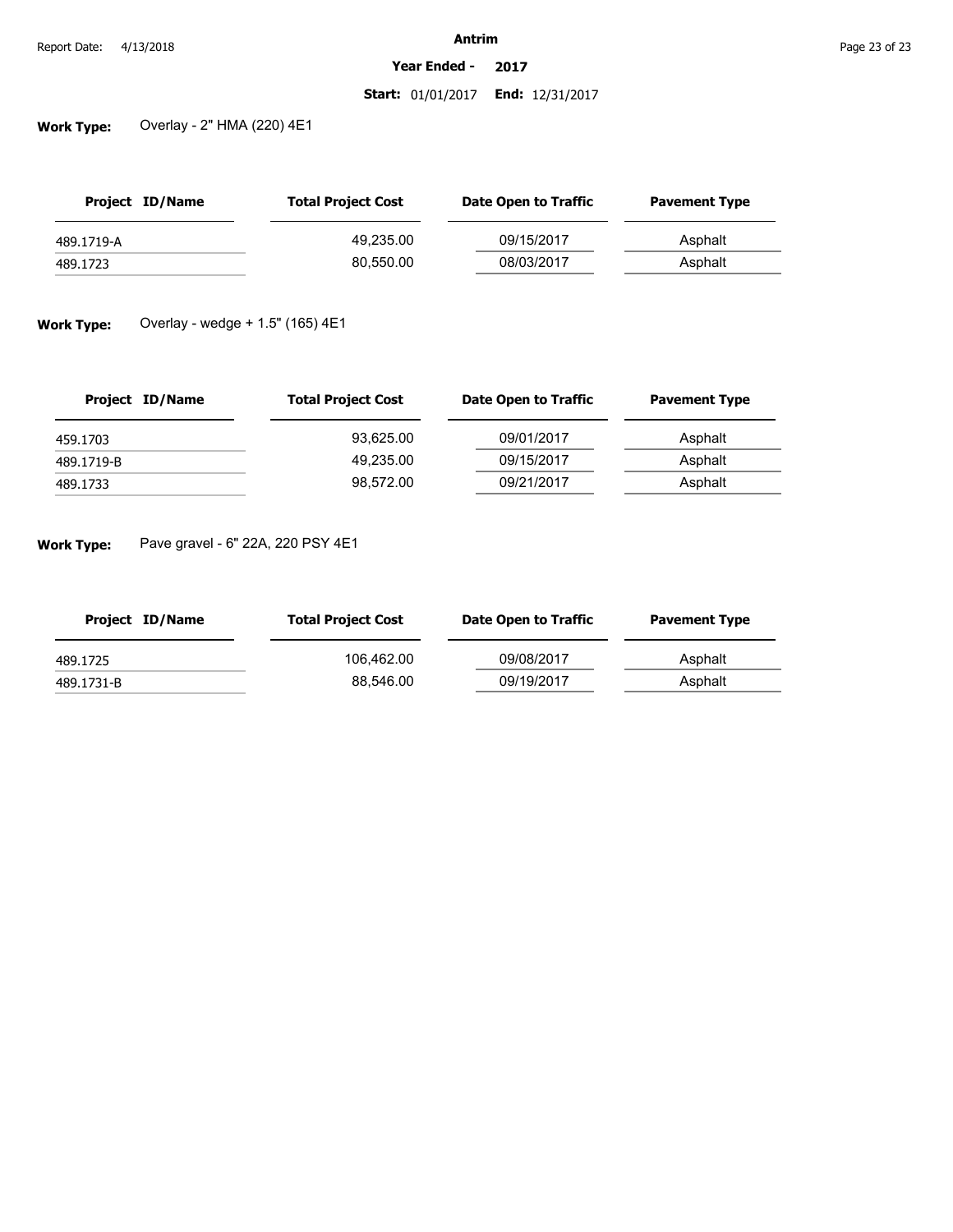**Work Type:** Overlay - 2" HMA (220) 4E1

| Project ID/Name | Total Project Cost | Date Open to Traffic | Pavement Type |
|---|---|---|---|
| 489.1719-A | 49,235.00 | 09/15/2017 | Asphalt |
| 489.1723 | 80,550.00 | 08/03/2017 | Asphalt |

**Work Type:** Overlay - wedge + 1.5" (165) 4E1

| Project ID/Name | Total Project Cost | Date Open to Traffic | Pavement Type |
|---|---|---|---|
| 459.1703 | 93,625.00 | 09/01/2017 | Asphalt |
| 489.1719-B | 49,235.00 | 09/15/2017 | Asphalt |
| 489.1733 | 98,572.00 | 09/21/2017 | Asphalt |

**Work Type:** Pave gravel - 6" 22A, 220 PSY 4E1

| Project ID/Name | Total Project Cost | Date Open to Traffic | Pavement Type |
|---|---|---|---|
| 489.1725 | 106,462.00 | 09/08/2017 | Asphalt |
| 489.1731-B | 88,546.00 | 09/19/2017 | Asphalt |